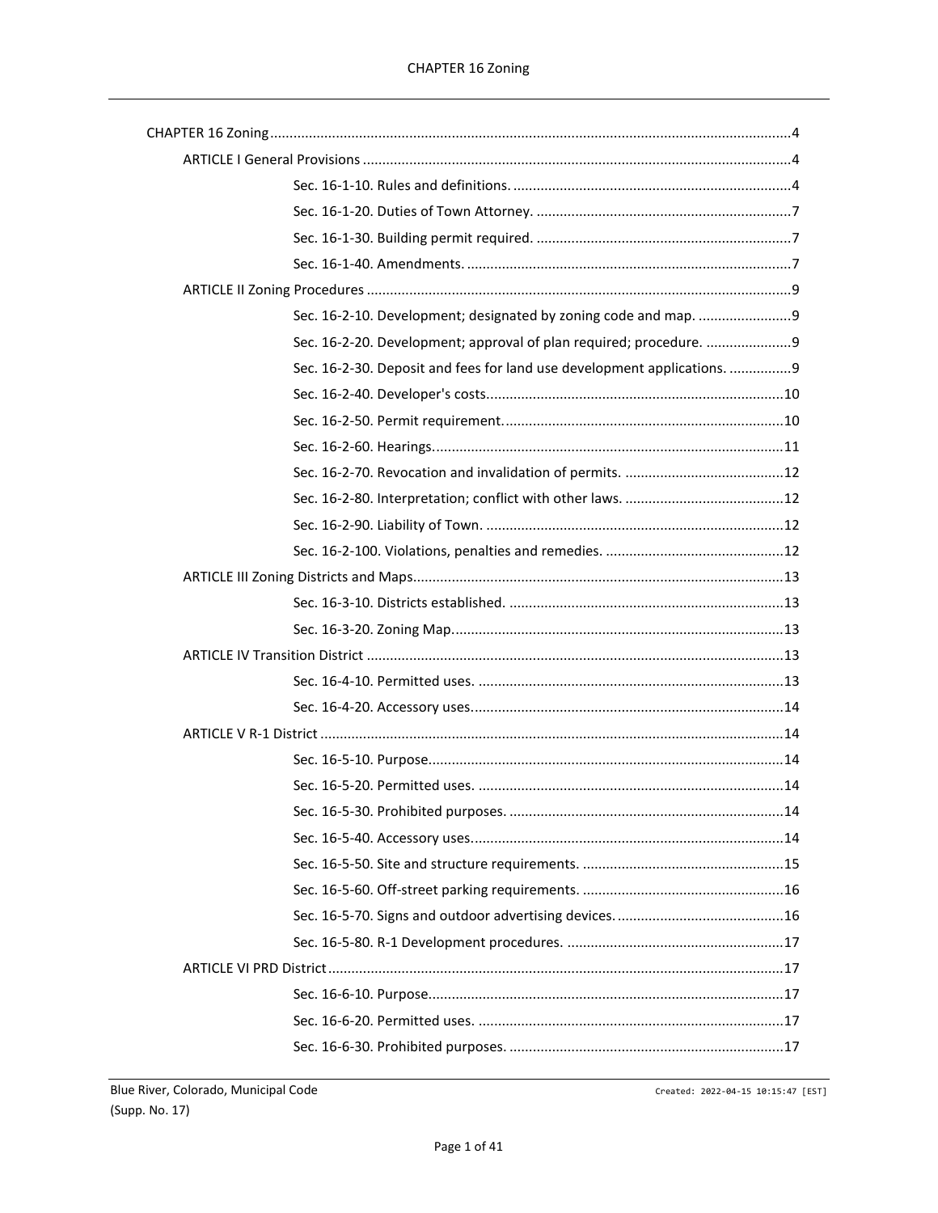CHAPTER 16 Zoning ..... 4

- ARTICLE I General Provisions ..... 4
  - Sec. 16-1-10. Rules and definitions. ..... 4
  - Sec. 16-1-20. Duties of Town Attorney. ..... 7
  - Sec. 16-1-30. Building permit required. ..... 7
  - Sec. 16-1-40. Amendments. ..... 7
- ARTICLE II Zoning Procedures ..... 9
  - Sec. 16-2-10. Development; designated by zoning code and map. ..... 9
  - Sec. 16-2-20. Development; approval of plan required; procedure. ..... 9
  - Sec. 16-2-30. Deposit and fees for land use development applications. ..... 9
  - Sec. 16-2-40. Developer's costs. ..... 10
  - Sec. 16-2-50. Permit requirement. ..... 10
  - Sec. 16-2-60. Hearings. ..... 11
  - Sec. 16-2-70. Revocation and invalidation of permits. ..... 12
  - Sec. 16-2-80. Interpretation; conflict with other laws. ..... 12
  - Sec. 16-2-90. Liability of Town. ..... 12
  - Sec. 16-2-100. Violations, penalties and remedies. ..... 12
- ARTICLE III Zoning Districts and Maps ..... 13
  - Sec. 16-3-10. Districts established. ..... 13
  - Sec. 16-3-20. Zoning Map. ..... 13
- ARTICLE IV Transition District ..... 13
  - Sec. 16-4-10. Permitted uses. ..... 13
  - Sec. 16-4-20. Accessory uses. ..... 14
- ARTICLE V R-1 District ..... 14
  - Sec. 16-5-10. Purpose. ..... 14
  - Sec. 16-5-20. Permitted uses. ..... 14
  - Sec. 16-5-30. Prohibited purposes. ..... 14
  - Sec. 16-5-40. Accessory uses. ..... 14
  - Sec. 16-5-50. Site and structure requirements. ..... 15
  - Sec. 16-5-60. Off-street parking requirements. ..... 16
  - Sec. 16-5-70. Signs and outdoor advertising devices. ..... 16
  - Sec. 16-5-80. R-1 Development procedures. ..... 17
- ARTICLE VI PRD District ..... 17
  - Sec. 16-6-10. Purpose. ..... 17
  - Sec. 16-6-20. Permitted uses. ..... 17
  - Sec. 16-6-30. Prohibited purposes. ..... 17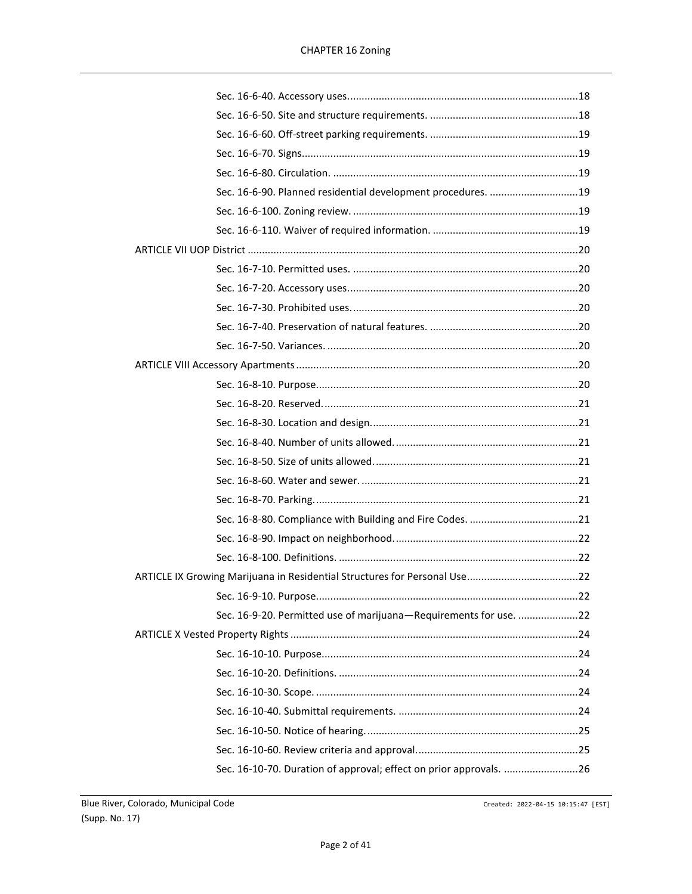Sec. 16-6-40. Accessory uses....18

Sec. 16-6-50. Site and structure requirements. ....18

Sec. 16-6-60. Off-street parking requirements. ....19

Sec. 16-6-70. Signs....19

Sec. 16-6-80. Circulation. ....19

Sec. 16-6-90. Planned residential development procedures. ....19

Sec. 16-6-100. Zoning review. ....19

Sec. 16-6-110. Waiver of required information. ....19

ARTICLE VII UOP District ....20

Sec. 16-7-10. Permitted uses. ....20

Sec. 16-7-20. Accessory uses....20

Sec. 16-7-30. Prohibited uses....20

Sec. 16-7-40. Preservation of natural features. ....20

Sec. 16-7-50. Variances. ....20

ARTICLE VIII Accessory Apartments ....20

Sec. 16-8-10. Purpose....20

Sec. 16-8-20. Reserved....21

Sec. 16-8-30. Location and design....21

Sec. 16-8-40. Number of units allowed....21

Sec. 16-8-50. Size of units allowed....21

Sec. 16-8-60. Water and sewer. ....21

Sec. 16-8-70. Parking....21

Sec. 16-8-80. Compliance with Building and Fire Codes. ....21

Sec. 16-8-90. Impact on neighborhood....22

Sec. 16-8-100. Definitions. ....22

ARTICLE IX Growing Marijuana in Residential Structures for Personal Use....22

Sec. 16-9-10. Purpose....22

Sec. 16-9-20. Permitted use of marijuana—Requirements for use. ....22

ARTICLE X Vested Property Rights ....24

Sec. 16-10-10. Purpose....24

Sec. 16-10-20. Definitions. ....24

Sec. 16-10-30. Scope. ....24

Sec. 16-10-40. Submittal requirements. ....24

Sec. 16-10-50. Notice of hearing. ....25

Sec. 16-10-60. Review criteria and approval....25

Sec. 16-10-70. Duration of approval; effect on prior approvals. ....26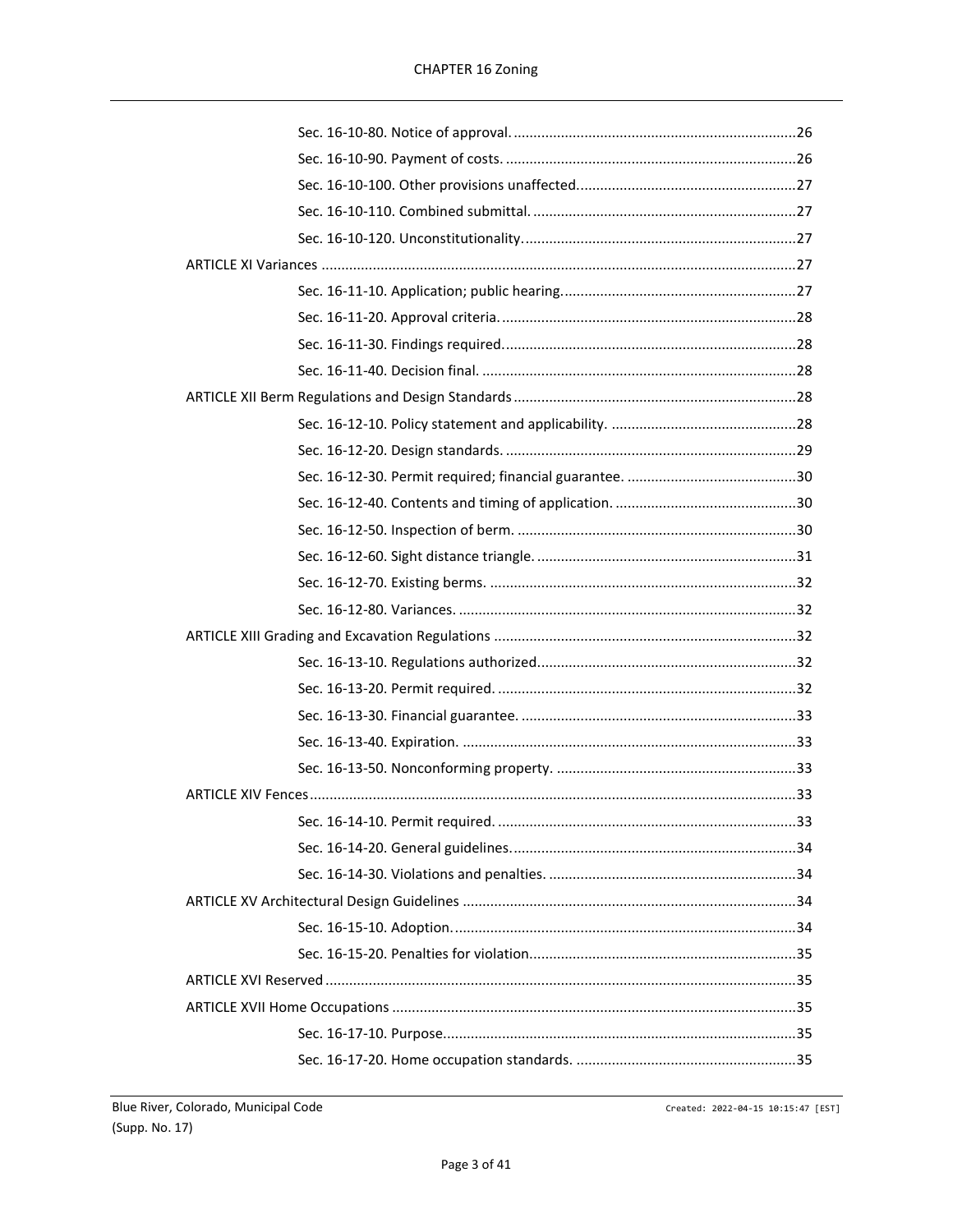Sec. 16-10-80. Notice of approval. ........................................................................26

Sec. 16-10-90. Payment of costs. ..........................................................................26

Sec. 16-10-100. Other provisions unaffected.......................................................27

Sec. 16-10-110. Combined submittal. ...................................................................27

Sec. 16-10-120. Unconstitutionality......................................................................27

ARTICLE XI Variances .........................................................................................................27

Sec. 16-11-10. Application; public hearing............................................................27

Sec. 16-11-20. Approval criteria. ...........................................................................28

Sec. 16-11-30. Findings required...........................................................................28

Sec. 16-11-40. Decision final. ................................................................................28

ARTICLE XII Berm Regulations and Design Standards ........................................................28

Sec. 16-12-10. Policy statement and applicability. ...............................................28

Sec. 16-12-20. Design standards. ..........................................................................29

Sec. 16-12-30. Permit required; financial guarantee. ...........................................30

Sec. 16-12-40. Contents and timing of application. ..............................................30

Sec. 16-12-50. Inspection of berm. .......................................................................30

Sec. 16-12-60. Sight distance triangle. ..................................................................31

Sec. 16-12-70. Existing berms. ..............................................................................32

Sec. 16-12-80. Variances. ......................................................................................32

ARTICLE XIII Grading and Excavation Regulations .............................................................32

Sec. 16-13-10. Regulations authorized..................................................................32

Sec. 16-13-20. Permit required. ............................................................................32

Sec. 16-13-30. Financial guarantee. ......................................................................33

Sec. 16-13-40. Expiration. .....................................................................................33

Sec. 16-13-50. Nonconforming property. .............................................................33

ARTICLE XIV Fences............................................................................................................33

Sec. 16-14-10. Permit required. ............................................................................33

Sec. 16-14-20. General guidelines.........................................................................34

Sec. 16-14-30. Violations and penalties. ...............................................................34

ARTICLE XV Architectural Design Guidelines .....................................................................34

Sec. 16-15-10. Adoption........................................................................................34

Sec. 16-15-20. Penalties for violation....................................................................35

ARTICLE XVI Reserved........................................................................................................35

ARTICLE XVII Home Occupations .......................................................................................35

Sec. 16-17-10. Purpose..........................................................................................35

Sec. 16-17-20. Home occupation standards. ........................................................35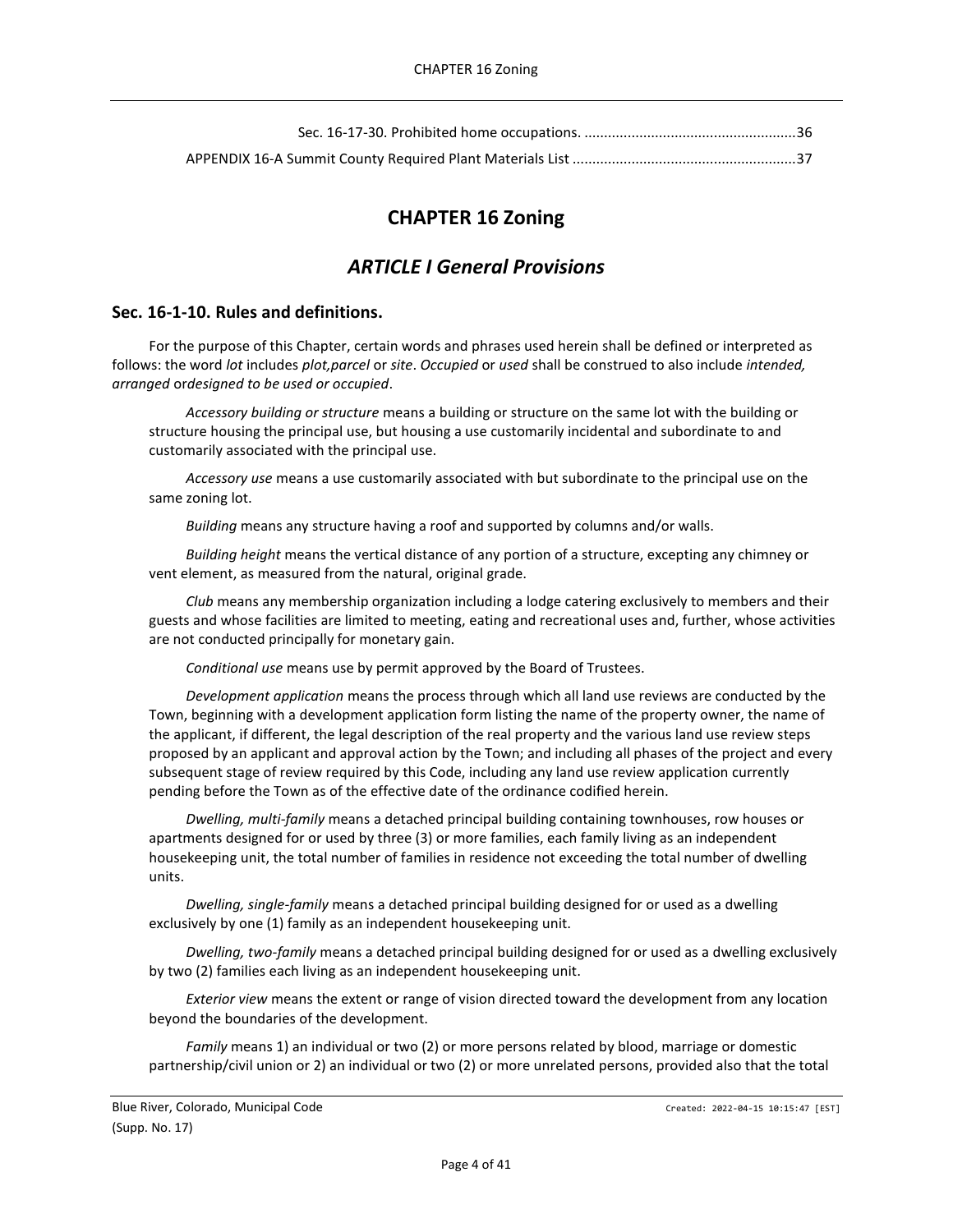Sec. 16-17-30. Prohibited home occupations. ......................................................36

APPENDIX 16-A Summit County Required Plant Materials List .........................................................37

# CHAPTER 16 Zoning

## *ARTICLE I General Provisions*

### Sec. 16-1-10. Rules and definitions.

For the purpose of this Chapter, certain words and phrases used herein shall be defined or interpreted as follows: the word *lot* includes *plot,parcel* or *site*. *Occupied* or *used* shall be construed to also include *intended, arranged* or*designed to be used or occupied*.

*Accessory building or structure* means a building or structure on the same lot with the building or structure housing the principal use, but housing a use customarily incidental and subordinate to and customarily associated with the principal use.

*Accessory use* means a use customarily associated with but subordinate to the principal use on the same zoning lot.

*Building* means any structure having a roof and supported by columns and/or walls.

*Building height* means the vertical distance of any portion of a structure, excepting any chimney or vent element, as measured from the natural, original grade.

*Club* means any membership organization including a lodge catering exclusively to members and their guests and whose facilities are limited to meeting, eating and recreational uses and, further, whose activities are not conducted principally for monetary gain.

*Conditional use* means use by permit approved by the Board of Trustees.

*Development application* means the process through which all land use reviews are conducted by the Town, beginning with a development application form listing the name of the property owner, the name of the applicant, if different, the legal description of the real property and the various land use review steps proposed by an applicant and approval action by the Town; and including all phases of the project and every subsequent stage of review required by this Code, including any land use review application currently pending before the Town as of the effective date of the ordinance codified herein.

*Dwelling, multi-family* means a detached principal building containing townhouses, row houses or apartments designed for or used by three (3) or more families, each family living as an independent housekeeping unit, the total number of families in residence not exceeding the total number of dwelling units.

*Dwelling, single-family* means a detached principal building designed for or used as a dwelling exclusively by one (1) family as an independent housekeeping unit.

*Dwelling, two-family* means a detached principal building designed for or used as a dwelling exclusively by two (2) families each living as an independent housekeeping unit.

*Exterior view* means the extent or range of vision directed toward the development from any location beyond the boundaries of the development.

*Family* means 1) an individual or two (2) or more persons related by blood, marriage or domestic partnership/civil union or 2) an individual or two (2) or more unrelated persons, provided also that the total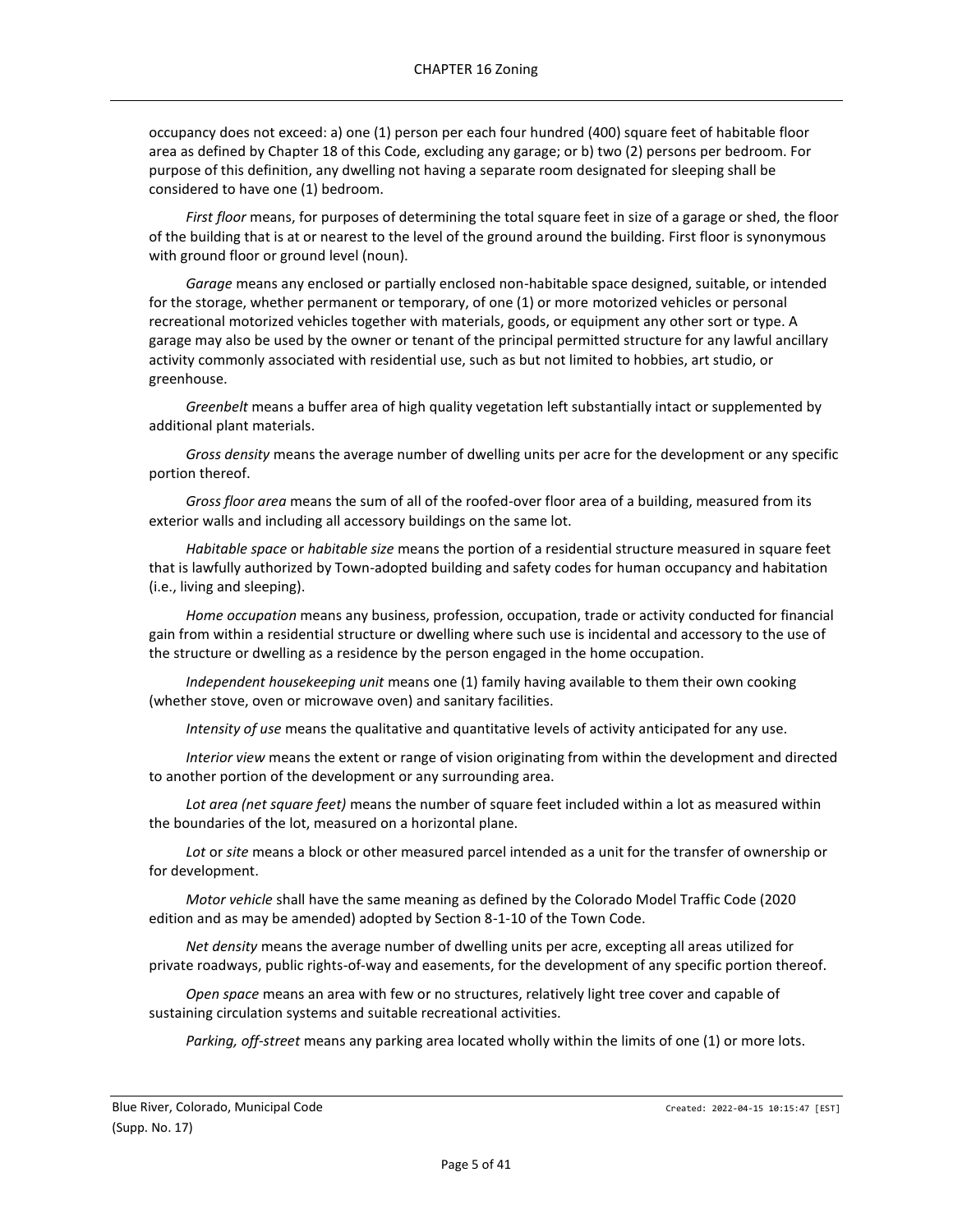occupancy does not exceed: a) one (1) person per each four hundred (400) square feet of habitable floor area as defined by Chapter 18 of this Code, excluding any garage; or b) two (2) persons per bedroom. For purpose of this definition, any dwelling not having a separate room designated for sleeping shall be considered to have one (1) bedroom.

*First floor* means, for purposes of determining the total square feet in size of a garage or shed, the floor of the building that is at or nearest to the level of the ground around the building. First floor is synonymous with ground floor or ground level (noun).

*Garage* means any enclosed or partially enclosed non-habitable space designed, suitable, or intended for the storage, whether permanent or temporary, of one (1) or more motorized vehicles or personal recreational motorized vehicles together with materials, goods, or equipment any other sort or type. A garage may also be used by the owner or tenant of the principal permitted structure for any lawful ancillary activity commonly associated with residential use, such as but not limited to hobbies, art studio, or greenhouse.

*Greenbelt* means a buffer area of high quality vegetation left substantially intact or supplemented by additional plant materials.

*Gross density* means the average number of dwelling units per acre for the development or any specific portion thereof.

*Gross floor area* means the sum of all of the roofed-over floor area of a building, measured from its exterior walls and including all accessory buildings on the same lot.

*Habitable space* or *habitable size* means the portion of a residential structure measured in square feet that is lawfully authorized by Town-adopted building and safety codes for human occupancy and habitation (i.e., living and sleeping).

*Home occupation* means any business, profession, occupation, trade or activity conducted for financial gain from within a residential structure or dwelling where such use is incidental and accessory to the use of the structure or dwelling as a residence by the person engaged in the home occupation.

*Independent housekeeping unit* means one (1) family having available to them their own cooking (whether stove, oven or microwave oven) and sanitary facilities.

*Intensity of use* means the qualitative and quantitative levels of activity anticipated for any use.

*Interior view* means the extent or range of vision originating from within the development and directed to another portion of the development or any surrounding area.

*Lot area (net square feet)* means the number of square feet included within a lot as measured within the boundaries of the lot, measured on a horizontal plane.

*Lot* or *site* means a block or other measured parcel intended as a unit for the transfer of ownership or for development.

*Motor vehicle* shall have the same meaning as defined by the Colorado Model Traffic Code (2020 edition and as may be amended) adopted by Section 8-1-10 of the Town Code.

*Net density* means the average number of dwelling units per acre, excepting all areas utilized for private roadways, public rights-of-way and easements, for the development of any specific portion thereof.

*Open space* means an area with few or no structures, relatively light tree cover and capable of sustaining circulation systems and suitable recreational activities.

*Parking, off-street* means any parking area located wholly within the limits of one (1) or more lots.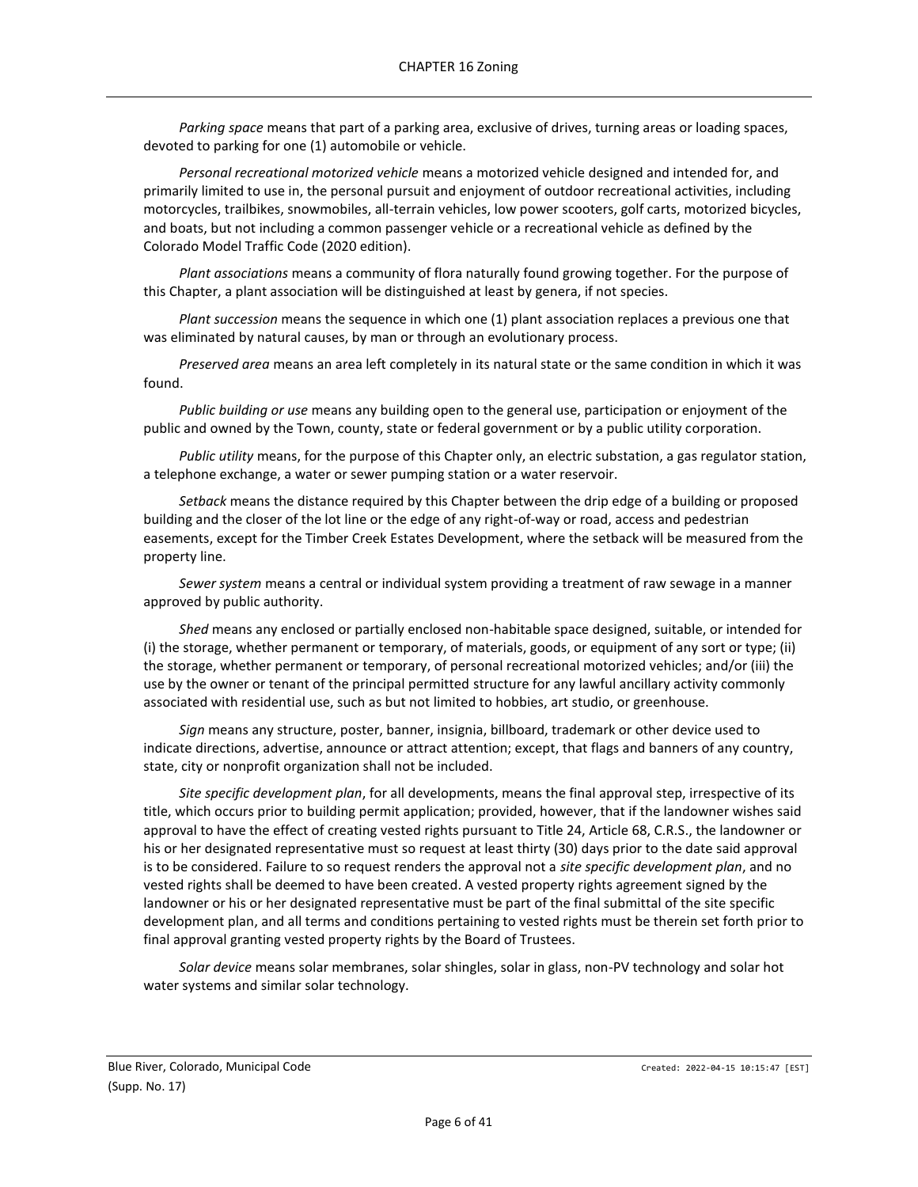*Parking space* means that part of a parking area, exclusive of drives, turning areas or loading spaces, devoted to parking for one (1) automobile or vehicle.

*Personal recreational motorized vehicle* means a motorized vehicle designed and intended for, and primarily limited to use in, the personal pursuit and enjoyment of outdoor recreational activities, including motorcycles, trailbikes, snowmobiles, all-terrain vehicles, low power scooters, golf carts, motorized bicycles, and boats, but not including a common passenger vehicle or a recreational vehicle as defined by the Colorado Model Traffic Code (2020 edition).

*Plant associations* means a community of flora naturally found growing together. For the purpose of this Chapter, a plant association will be distinguished at least by genera, if not species.

*Plant succession* means the sequence in which one (1) plant association replaces a previous one that was eliminated by natural causes, by man or through an evolutionary process.

*Preserved area* means an area left completely in its natural state or the same condition in which it was found.

*Public building or use* means any building open to the general use, participation or enjoyment of the public and owned by the Town, county, state or federal government or by a public utility corporation.

*Public utility* means, for the purpose of this Chapter only, an electric substation, a gas regulator station, a telephone exchange, a water or sewer pumping station or a water reservoir.

*Setback* means the distance required by this Chapter between the drip edge of a building or proposed building and the closer of the lot line or the edge of any right-of-way or road, access and pedestrian easements, except for the Timber Creek Estates Development, where the setback will be measured from the property line.

*Sewer system* means a central or individual system providing a treatment of raw sewage in a manner approved by public authority.

*Shed* means any enclosed or partially enclosed non-habitable space designed, suitable, or intended for (i) the storage, whether permanent or temporary, of materials, goods, or equipment of any sort or type; (ii) the storage, whether permanent or temporary, of personal recreational motorized vehicles; and/or (iii) the use by the owner or tenant of the principal permitted structure for any lawful ancillary activity commonly associated with residential use, such as but not limited to hobbies, art studio, or greenhouse.

*Sign* means any structure, poster, banner, insignia, billboard, trademark or other device used to indicate directions, advertise, announce or attract attention; except, that flags and banners of any country, state, city or nonprofit organization shall not be included.

*Site specific development plan*, for all developments, means the final approval step, irrespective of its title, which occurs prior to building permit application; provided, however, that if the landowner wishes said approval to have the effect of creating vested rights pursuant to Title 24, Article 68, C.R.S., the landowner or his or her designated representative must so request at least thirty (30) days prior to the date said approval is to be considered. Failure to so request renders the approval not a *site specific development plan*, and no vested rights shall be deemed to have been created. A vested property rights agreement signed by the landowner or his or her designated representative must be part of the final submittal of the site specific development plan, and all terms and conditions pertaining to vested rights must be therein set forth prior to final approval granting vested property rights by the Board of Trustees.

*Solar device* means solar membranes, solar shingles, solar in glass, non-PV technology and solar hot water systems and similar solar technology.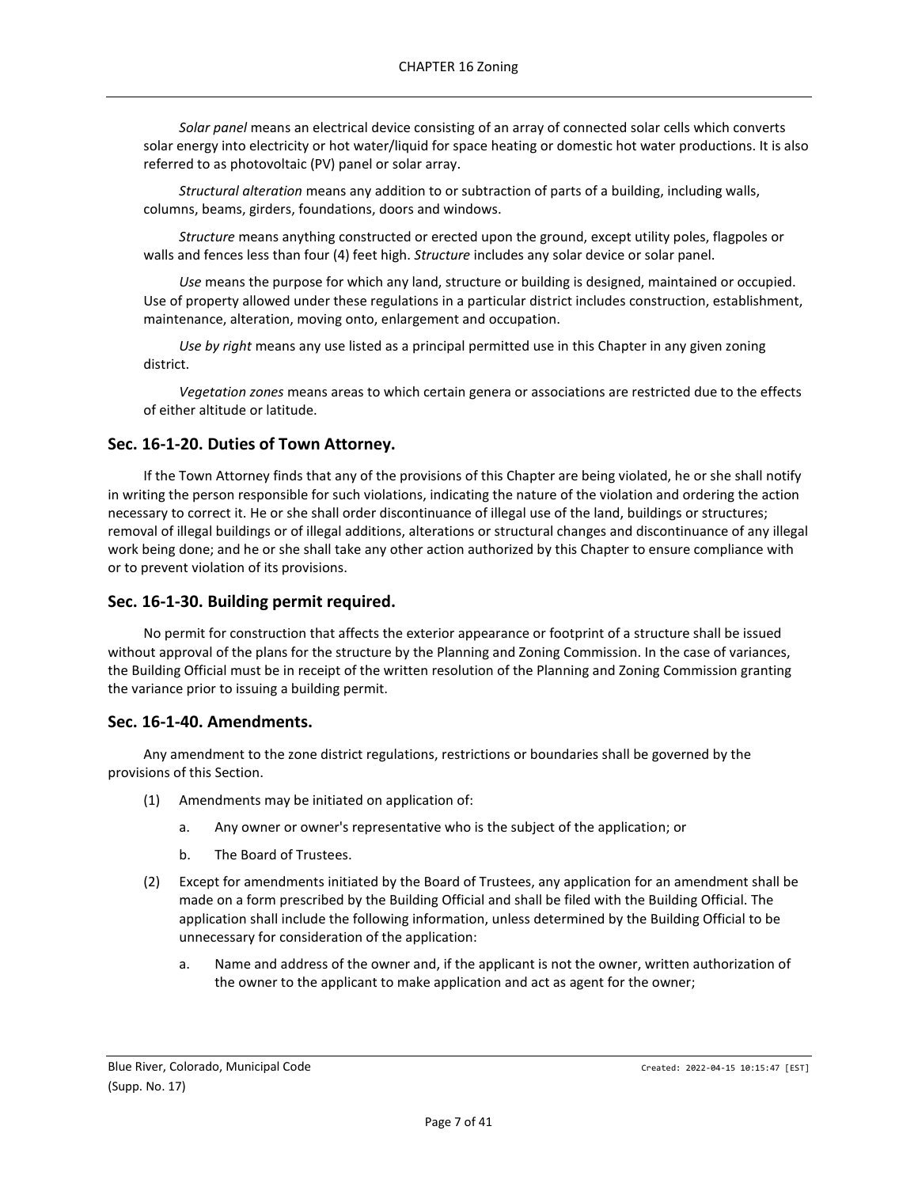*Solar panel* means an electrical device consisting of an array of connected solar cells which converts solar energy into electricity or hot water/liquid for space heating or domestic hot water productions. It is also referred to as photovoltaic (PV) panel or solar array.

*Structural alteration* means any addition to or subtraction of parts of a building, including walls, columns, beams, girders, foundations, doors and windows.

*Structure* means anything constructed or erected upon the ground, except utility poles, flagpoles or walls and fences less than four (4) feet high. *Structure* includes any solar device or solar panel.

*Use* means the purpose for which any land, structure or building is designed, maintained or occupied. Use of property allowed under these regulations in a particular district includes construction, establishment, maintenance, alteration, moving onto, enlargement and occupation.

*Use by right* means any use listed as a principal permitted use in this Chapter in any given zoning district.

*Vegetation zones* means areas to which certain genera or associations are restricted due to the effects of either altitude or latitude.

## Sec. 16-1-20. Duties of Town Attorney.

If the Town Attorney finds that any of the provisions of this Chapter are being violated, he or she shall notify in writing the person responsible for such violations, indicating the nature of the violation and ordering the action necessary to correct it. He or she shall order discontinuance of illegal use of the land, buildings or structures; removal of illegal buildings or of illegal additions, alterations or structural changes and discontinuance of any illegal work being done; and he or she shall take any other action authorized by this Chapter to ensure compliance with or to prevent violation of its provisions.

## Sec. 16-1-30. Building permit required.

No permit for construction that affects the exterior appearance or footprint of a structure shall be issued without approval of the plans for the structure by the Planning and Zoning Commission. In the case of variances, the Building Official must be in receipt of the written resolution of the Planning and Zoning Commission granting the variance prior to issuing a building permit.

## Sec. 16-1-40. Amendments.

Any amendment to the zone district regulations, restrictions or boundaries shall be governed by the provisions of this Section.

(1) Amendments may be initiated on application of:

   a. Any owner or owner's representative who is the subject of the application; or

   b. The Board of Trustees.

(2) Except for amendments initiated by the Board of Trustees, any application for an amendment shall be made on a form prescribed by the Building Official and shall be filed with the Building Official. The application shall include the following information, unless determined by the Building Official to be unnecessary for consideration of the application:

   a. Name and address of the owner and, if the applicant is not the owner, written authorization of the owner to the applicant to make application and act as agent for the owner;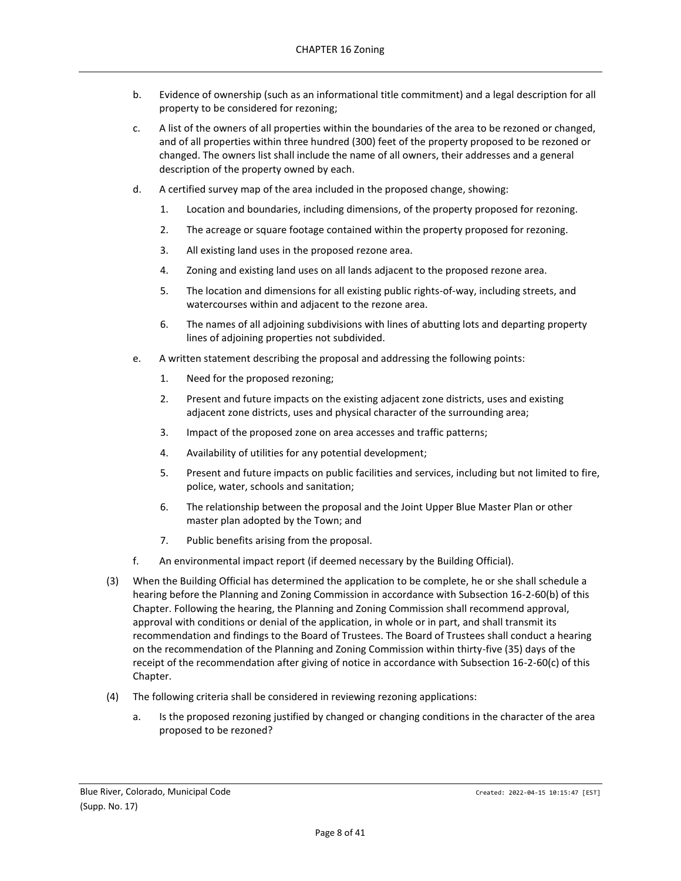b. Evidence of ownership (such as an informational title commitment) and a legal description for all property to be considered for rezoning;

c. A list of the owners of all properties within the boundaries of the area to be rezoned or changed, and of all properties within three hundred (300) feet of the property proposed to be rezoned or changed. The owners list shall include the name of all owners, their addresses and a general description of the property owned by each.

d. A certified survey map of the area included in the proposed change, showing:

   1. Location and boundaries, including dimensions, of the property proposed for rezoning.

   2. The acreage or square footage contained within the property proposed for rezoning.

   3. All existing land uses in the proposed rezone area.

   4. Zoning and existing land uses on all lands adjacent to the proposed rezone area.

   5. The location and dimensions for all existing public rights-of-way, including streets, and watercourses within and adjacent to the rezone area.

   6. The names of all adjoining subdivisions with lines of abutting lots and departing property lines of adjoining properties not subdivided.

e. A written statement describing the proposal and addressing the following points:

   1. Need for the proposed rezoning;

   2. Present and future impacts on the existing adjacent zone districts, uses and existing adjacent zone districts, uses and physical character of the surrounding area;

   3. Impact of the proposed zone on area accesses and traffic patterns;

   4. Availability of utilities for any potential development;

   5. Present and future impacts on public facilities and services, including but not limited to fire, police, water, schools and sanitation;

   6. The relationship between the proposal and the Joint Upper Blue Master Plan or other master plan adopted by the Town; and

   7. Public benefits arising from the proposal.

f. An environmental impact report (if deemed necessary by the Building Official).

(3) When the Building Official has determined the application to be complete, he or she shall schedule a hearing before the Planning and Zoning Commission in accordance with Subsection 16-2-60(b) of this Chapter. Following the hearing, the Planning and Zoning Commission shall recommend approval, approval with conditions or denial of the application, in whole or in part, and shall transmit its recommendation and findings to the Board of Trustees. The Board of Trustees shall conduct a hearing on the recommendation of the Planning and Zoning Commission within thirty-five (35) days of the receipt of the recommendation after giving of notice in accordance with Subsection 16-2-60(c) of this Chapter.

(4) The following criteria shall be considered in reviewing rezoning applications:

a. Is the proposed rezoning justified by changed or changing conditions in the character of the area proposed to be rezoned?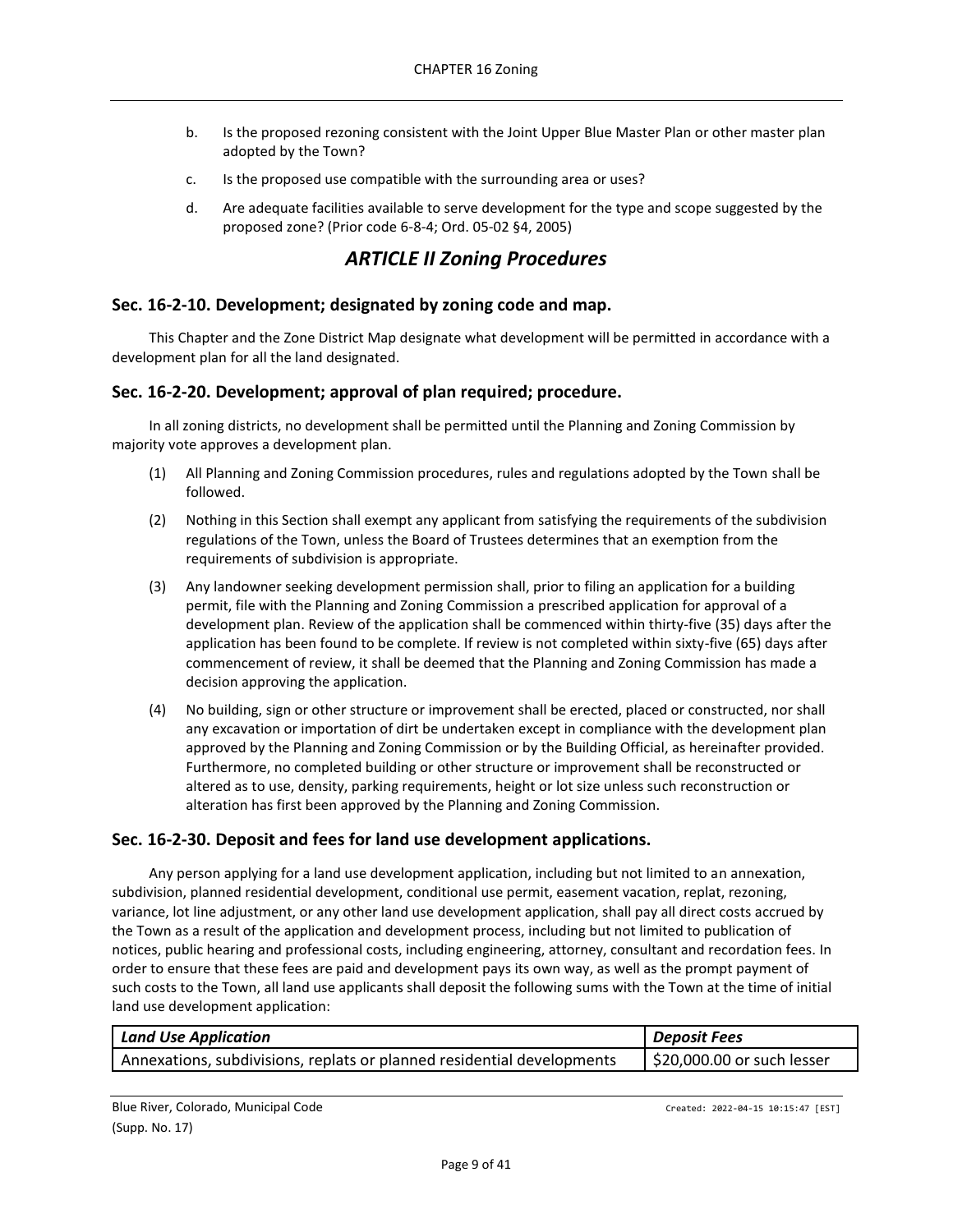b. Is the proposed rezoning consistent with the Joint Upper Blue Master Plan or other master plan adopted by the Town?

c. Is the proposed use compatible with the surrounding area or uses?

d. Are adequate facilities available to serve development for the type and scope suggested by the proposed zone? (Prior code 6-8-4; Ord. 05-02 §4, 2005)

## *ARTICLE II Zoning Procedures*

### Sec. 16-2-10. Development; designated by zoning code and map.

This Chapter and the Zone District Map designate what development will be permitted in accordance with a development plan for all the land designated.

### Sec. 16-2-20. Development; approval of plan required; procedure.

In all zoning districts, no development shall be permitted until the Planning and Zoning Commission by majority vote approves a development plan.

(1) All Planning and Zoning Commission procedures, rules and regulations adopted by the Town shall be followed.

(2) Nothing in this Section shall exempt any applicant from satisfying the requirements of the subdivision regulations of the Town, unless the Board of Trustees determines that an exemption from the requirements of subdivision is appropriate.

(3) Any landowner seeking development permission shall, prior to filing an application for a building permit, file with the Planning and Zoning Commission a prescribed application for approval of a development plan. Review of the application shall be commenced within thirty-five (35) days after the application has been found to be complete. If review is not completed within sixty-five (65) days after commencement of review, it shall be deemed that the Planning and Zoning Commission has made a decision approving the application.

(4) No building, sign or other structure or improvement shall be erected, placed or constructed, nor shall any excavation or importation of dirt be undertaken except in compliance with the development plan approved by the Planning and Zoning Commission or by the Building Official, as hereinafter provided. Furthermore, no completed building or other structure or improvement shall be reconstructed or altered as to use, density, parking requirements, height or lot size unless such reconstruction or alteration has first been approved by the Planning and Zoning Commission.

### Sec. 16-2-30. Deposit and fees for land use development applications.

Any person applying for a land use development application, including but not limited to an annexation, subdivision, planned residential development, conditional use permit, easement vacation, replat, rezoning, variance, lot line adjustment, or any other land use development application, shall pay all direct costs accrued by the Town as a result of the application and development process, including but not limited to publication of notices, public hearing and professional costs, including engineering, attorney, consultant and recordation fees. In order to ensure that these fees are paid and development pays its own way, as well as the prompt payment of such costs to the Town, all land use applicants shall deposit the following sums with the Town at the time of initial land use development application:

| ***Land Use Application*** | ***Deposit Fees*** |
|---|---|
| Annexations, subdivisions, replats or planned residential developments | $20,000.00 or such lesser |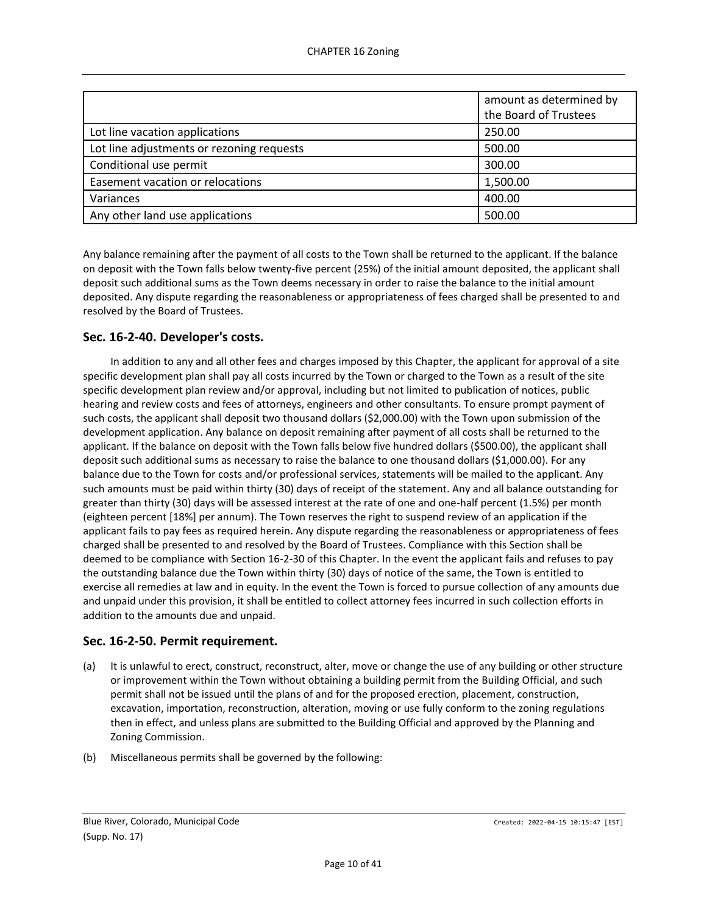| | amount as determined by the Board of Trustees |
|---|---|
| Lot line vacation applications | 250.00 |
| Lot line adjustments or rezoning requests | 500.00 |
| Conditional use permit | 300.00 |
| Easement vacation or relocations | 1,500.00 |
| Variances | 400.00 |
| Any other land use applications | 500.00 |

Any balance remaining after the payment of all costs to the Town shall be returned to the applicant. If the balance on deposit with the Town falls below twenty-five percent (25%) of the initial amount deposited, the applicant shall deposit such additional sums as the Town deems necessary in order to raise the balance to the initial amount deposited. Any dispute regarding the reasonableness or appropriateness of fees charged shall be presented to and resolved by the Board of Trustees.

## Sec. 16-2-40. Developer's costs.

In addition to any and all other fees and charges imposed by this Chapter, the applicant for approval of a site specific development plan shall pay all costs incurred by the Town or charged to the Town as a result of the site specific development plan review and/or approval, including but not limited to publication of notices, public hearing and review costs and fees of attorneys, engineers and other consultants. To ensure prompt payment of such costs, the applicant shall deposit two thousand dollars ($2,000.00) with the Town upon submission of the development application. Any balance on deposit remaining after payment of all costs shall be returned to the applicant. If the balance on deposit with the Town falls below five hundred dollars ($500.00), the applicant shall deposit such additional sums as necessary to raise the balance to one thousand dollars ($1,000.00). For any balance due to the Town for costs and/or professional services, statements will be mailed to the applicant. Any such amounts must be paid within thirty (30) days of receipt of the statement. Any and all balance outstanding for greater than thirty (30) days will be assessed interest at the rate of one and one-half percent (1.5%) per month (eighteen percent [18%] per annum). The Town reserves the right to suspend review of an application if the applicant fails to pay fees as required herein. Any dispute regarding the reasonableness or appropriateness of fees charged shall be presented to and resolved by the Board of Trustees. Compliance with this Section shall be deemed to be compliance with Section 16-2-30 of this Chapter. In the event the applicant fails and refuses to pay the outstanding balance due the Town within thirty (30) days of notice of the same, the Town is entitled to exercise all remedies at law and in equity. In the event the Town is forced to pursue collection of any amounts due and unpaid under this provision, it shall be entitled to collect attorney fees incurred in such collection efforts in addition to the amounts due and unpaid.

## Sec. 16-2-50. Permit requirement.

(a) It is unlawful to erect, construct, reconstruct, alter, move or change the use of any building or other structure or improvement within the Town without obtaining a building permit from the Building Official, and such permit shall not be issued until the plans of and for the proposed erection, placement, construction, excavation, importation, reconstruction, alteration, moving or use fully conform to the zoning regulations then in effect, and unless plans are submitted to the Building Official and approved by the Planning and Zoning Commission.

(b) Miscellaneous permits shall be governed by the following: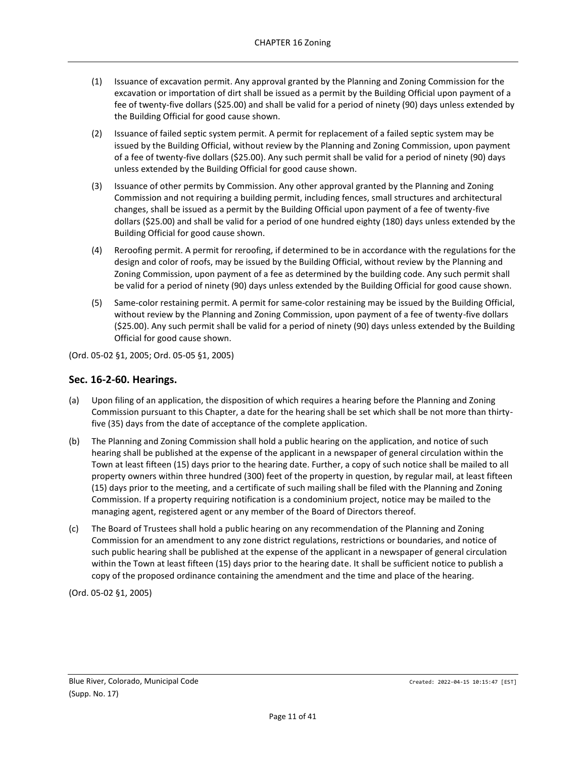(1) Issuance of excavation permit. Any approval granted by the Planning and Zoning Commission for the excavation or importation of dirt shall be issued as a permit by the Building Official upon payment of a fee of twenty-five dollars ($25.00) and shall be valid for a period of ninety (90) days unless extended by the Building Official for good cause shown.

(2) Issuance of failed septic system permit. A permit for replacement of a failed septic system may be issued by the Building Official, without review by the Planning and Zoning Commission, upon payment of a fee of twenty-five dollars ($25.00). Any such permit shall be valid for a period of ninety (90) days unless extended by the Building Official for good cause shown.

(3) Issuance of other permits by Commission. Any other approval granted by the Planning and Zoning Commission and not requiring a building permit, including fences, small structures and architectural changes, shall be issued as a permit by the Building Official upon payment of a fee of twenty-five dollars ($25.00) and shall be valid for a period of one hundred eighty (180) days unless extended by the Building Official for good cause shown.

(4) Reroofing permit. A permit for reroofing, if determined to be in accordance with the regulations for the design and color of roofs, may be issued by the Building Official, without review by the Planning and Zoning Commission, upon payment of a fee as determined by the building code. Any such permit shall be valid for a period of ninety (90) days unless extended by the Building Official for good cause shown.

(5) Same-color restaining permit. A permit for same-color restaining may be issued by the Building Official, without review by the Planning and Zoning Commission, upon payment of a fee of twenty-five dollars ($25.00). Any such permit shall be valid for a period of ninety (90) days unless extended by the Building Official for good cause shown.

(Ord. 05-02 §1, 2005; Ord. 05-05 §1, 2005)

## Sec. 16-2-60. Hearings.

(a) Upon filing of an application, the disposition of which requires a hearing before the Planning and Zoning Commission pursuant to this Chapter, a date for the hearing shall be set which shall be not more than thirty-five (35) days from the date of acceptance of the complete application.

(b) The Planning and Zoning Commission shall hold a public hearing on the application, and notice of such hearing shall be published at the expense of the applicant in a newspaper of general circulation within the Town at least fifteen (15) days prior to the hearing date. Further, a copy of such notice shall be mailed to all property owners within three hundred (300) feet of the property in question, by regular mail, at least fifteen (15) days prior to the meeting, and a certificate of such mailing shall be filed with the Planning and Zoning Commission. If a property requiring notification is a condominium project, notice may be mailed to the managing agent, registered agent or any member of the Board of Directors thereof.

(c) The Board of Trustees shall hold a public hearing on any recommendation of the Planning and Zoning Commission for an amendment to any zone district regulations, restrictions or boundaries, and notice of such public hearing shall be published at the expense of the applicant in a newspaper of general circulation within the Town at least fifteen (15) days prior to the hearing date. It shall be sufficient notice to publish a copy of the proposed ordinance containing the amendment and the time and place of the hearing.

(Ord. 05-02 §1, 2005)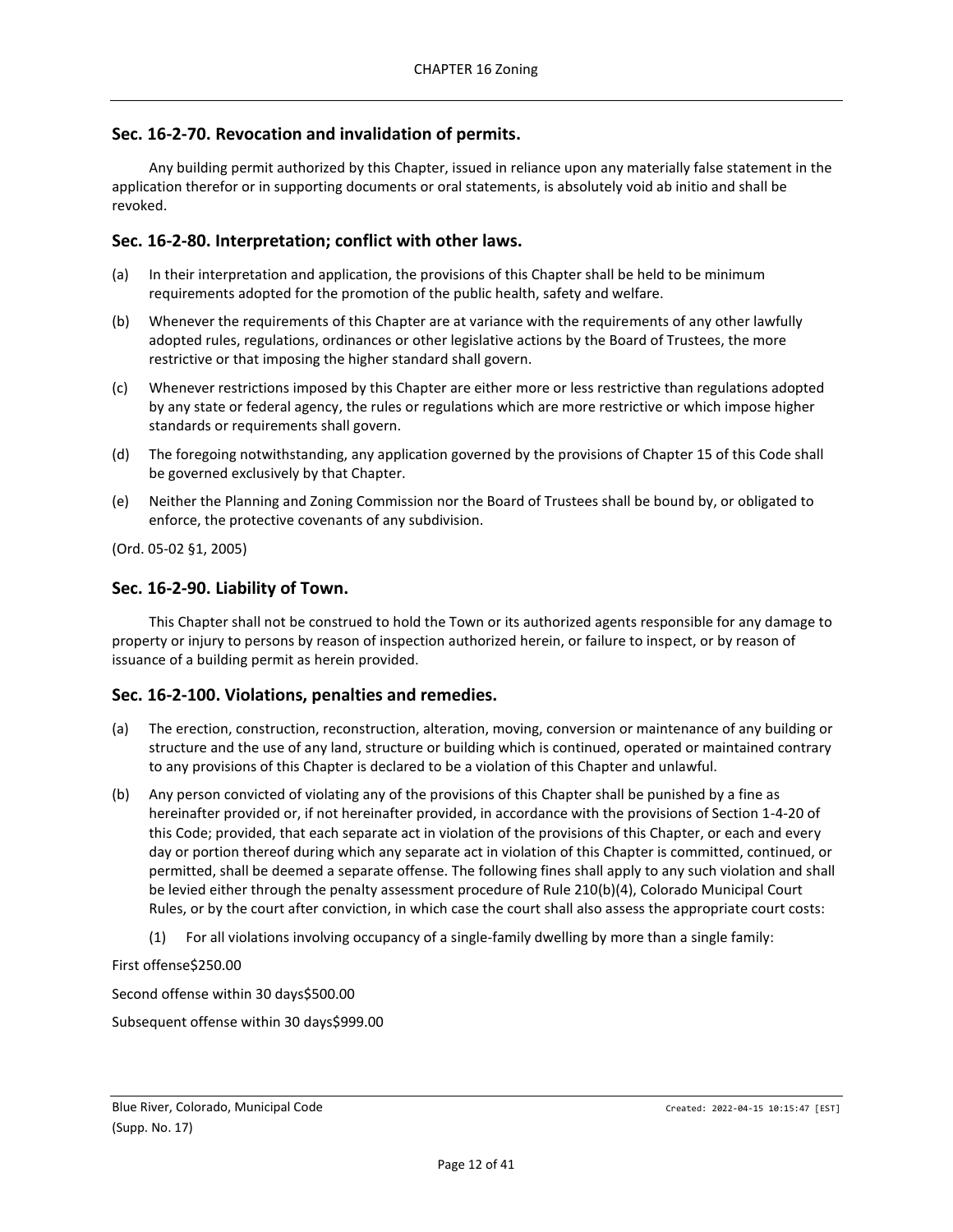## Sec. 16-2-70. Revocation and invalidation of permits.

Any building permit authorized by this Chapter, issued in reliance upon any materially false statement in the application therefor or in supporting documents or oral statements, is absolutely void ab initio and shall be revoked.

## Sec. 16-2-80. Interpretation; conflict with other laws.

(a) In their interpretation and application, the provisions of this Chapter shall be held to be minimum requirements adopted for the promotion of the public health, safety and welfare.

(b) Whenever the requirements of this Chapter are at variance with the requirements of any other lawfully adopted rules, regulations, ordinances or other legislative actions by the Board of Trustees, the more restrictive or that imposing the higher standard shall govern.

(c) Whenever restrictions imposed by this Chapter are either more or less restrictive than regulations adopted by any state or federal agency, the rules or regulations which are more restrictive or which impose higher standards or requirements shall govern.

(d) The foregoing notwithstanding, any application governed by the provisions of Chapter 15 of this Code shall be governed exclusively by that Chapter.

(e) Neither the Planning and Zoning Commission nor the Board of Trustees shall be bound by, or obligated to enforce, the protective covenants of any subdivision.

(Ord. 05-02 §1, 2005)

## Sec. 16-2-90. Liability of Town.

This Chapter shall not be construed to hold the Town or its authorized agents responsible for any damage to property or injury to persons by reason of inspection authorized herein, or failure to inspect, or by reason of issuance of a building permit as herein provided.

## Sec. 16-2-100. Violations, penalties and remedies.

(a) The erection, construction, reconstruction, alteration, moving, conversion or maintenance of any building or structure and the use of any land, structure or building which is continued, operated or maintained contrary to any provisions of this Chapter is declared to be a violation of this Chapter and unlawful.

(b) Any person convicted of violating any of the provisions of this Chapter shall be punished by a fine as hereinafter provided or, if not hereinafter provided, in accordance with the provisions of Section 1-4-20 of this Code; provided, that each separate act in violation of the provisions of this Chapter, or each and every day or portion thereof during which any separate act in violation of this Chapter is committed, continued, or permitted, shall be deemed a separate offense. The following fines shall apply to any such violation and shall be levied either through the penalty assessment procedure of Rule 210(b)(4), Colorado Municipal Court Rules, or by the court after conviction, in which case the court shall also assess the appropriate court costs:

(1) For all violations involving occupancy of a single-family dwelling by more than a single family:

First offense$250.00

Second offense within 30 days$500.00

Subsequent offense within 30 days$999.00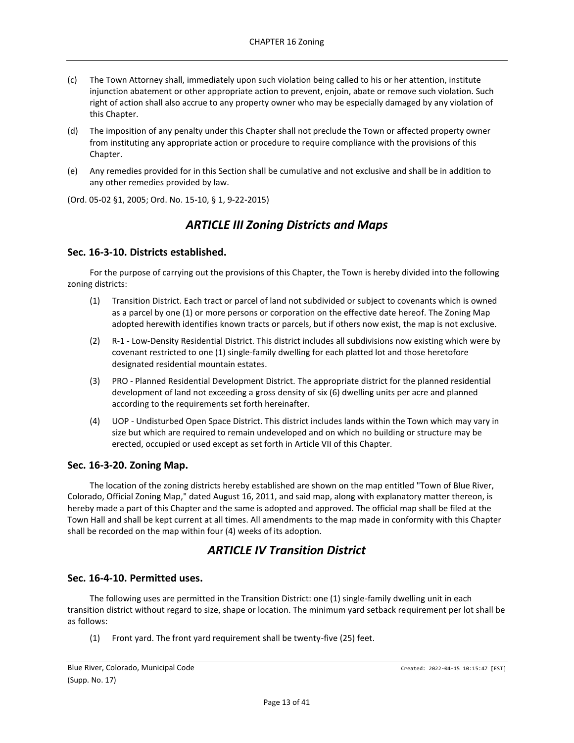(c) The Town Attorney shall, immediately upon such violation being called to his or her attention, institute injunction abatement or other appropriate action to prevent, enjoin, abate or remove such violation. Such right of action shall also accrue to any property owner who may be especially damaged by any violation of this Chapter.

(d) The imposition of any penalty under this Chapter shall not preclude the Town or affected property owner from instituting any appropriate action or procedure to require compliance with the provisions of this Chapter.

(e) Any remedies provided for in this Section shall be cumulative and not exclusive and shall be in addition to any other remedies provided by law.

(Ord. 05-02 §1, 2005; Ord. No. 15-10, § 1, 9-22-2015)

## *ARTICLE III Zoning Districts and Maps*

### Sec. 16-3-10. Districts established.

For the purpose of carrying out the provisions of this Chapter, the Town is hereby divided into the following zoning districts:

(1) Transition District. Each tract or parcel of land not subdivided or subject to covenants which is owned as a parcel by one (1) or more persons or corporation on the effective date hereof. The Zoning Map adopted herewith identifies known tracts or parcels, but if others now exist, the map is not exclusive.

(2) R-1 - Low-Density Residential District. This district includes all subdivisions now existing which were by covenant restricted to one (1) single-family dwelling for each platted lot and those heretofore designated residential mountain estates.

(3) PRO - Planned Residential Development District. The appropriate district for the planned residential development of land not exceeding a gross density of six (6) dwelling units per acre and planned according to the requirements set forth hereinafter.

(4) UOP - Undisturbed Open Space District. This district includes lands within the Town which may vary in size but which are required to remain undeveloped and on which no building or structure may be erected, occupied or used except as set forth in Article VII of this Chapter.

### Sec. 16-3-20. Zoning Map.

The location of the zoning districts hereby established are shown on the map entitled "Town of Blue River, Colorado, Official Zoning Map," dated August 16, 2011, and said map, along with explanatory matter thereon, is hereby made a part of this Chapter and the same is adopted and approved. The official map shall be filed at the Town Hall and shall be kept current at all times. All amendments to the map made in conformity with this Chapter shall be recorded on the map within four (4) weeks of its adoption.

## *ARTICLE IV Transition District*

### Sec. 16-4-10. Permitted uses.

The following uses are permitted in the Transition District: one (1) single-family dwelling unit in each transition district without regard to size, shape or location. The minimum yard setback requirement per lot shall be as follows:

(1) Front yard. The front yard requirement shall be twenty-five (25) feet.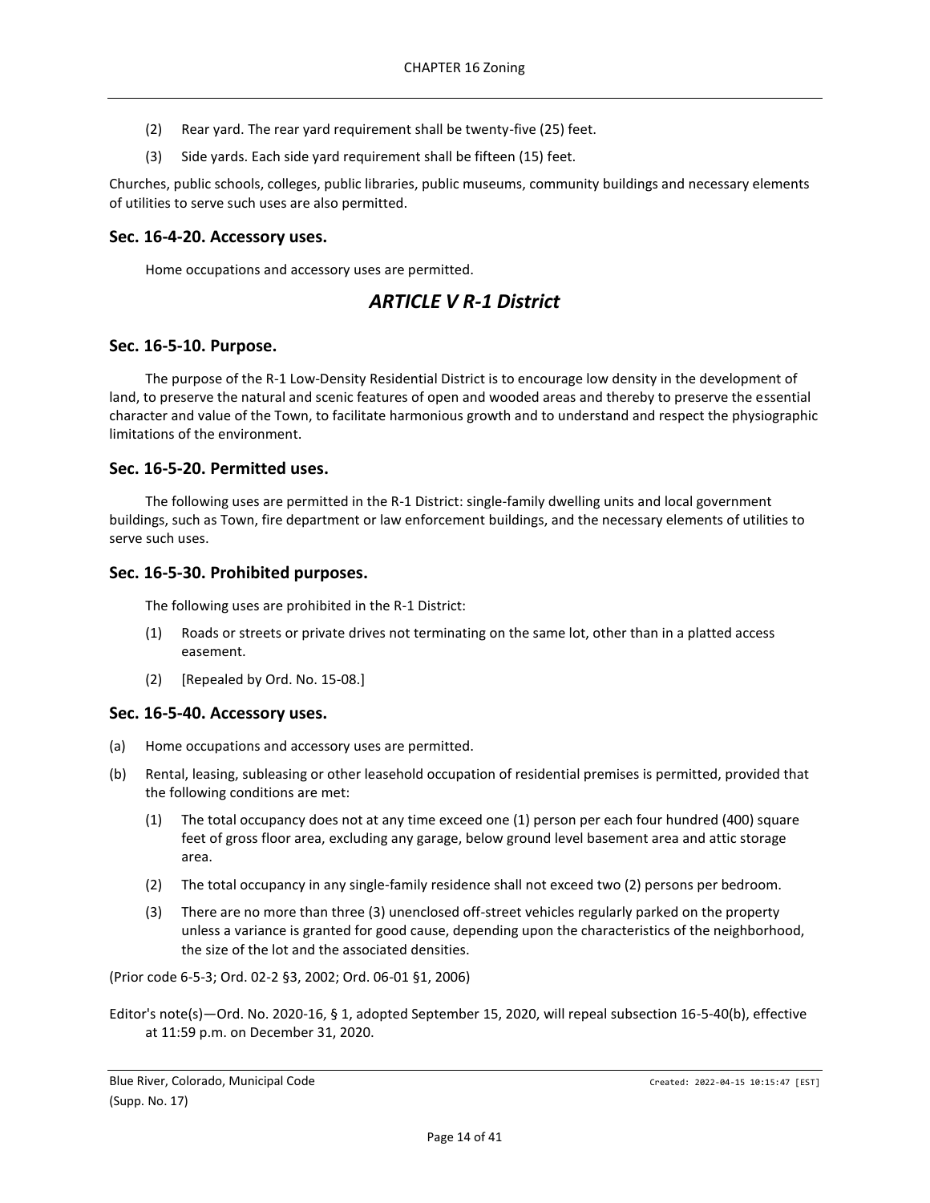(2) Rear yard. The rear yard requirement shall be twenty-five (25) feet.

(3) Side yards. Each side yard requirement shall be fifteen (15) feet.

Churches, public schools, colleges, public libraries, public museums, community buildings and necessary elements of utilities to serve such uses are also permitted.

### Sec. 16-4-20. Accessory uses.

Home occupations and accessory uses are permitted.

## *ARTICLE V R-1 District*

### Sec. 16-5-10. Purpose.

The purpose of the R-1 Low-Density Residential District is to encourage low density in the development of land, to preserve the natural and scenic features of open and wooded areas and thereby to preserve the essential character and value of the Town, to facilitate harmonious growth and to understand and respect the physiographic limitations of the environment.

### Sec. 16-5-20. Permitted uses.

The following uses are permitted in the R-1 District: single-family dwelling units and local government buildings, such as Town, fire department or law enforcement buildings, and the necessary elements of utilities to serve such uses.

### Sec. 16-5-30. Prohibited purposes.

The following uses are prohibited in the R-1 District:

(1) Roads or streets or private drives not terminating on the same lot, other than in a platted access easement.

(2) [Repealed by Ord. No. 15-08.]

### Sec. 16-5-40. Accessory uses.

(a) Home occupations and accessory uses are permitted.

(b) Rental, leasing, subleasing or other leasehold occupation of residential premises is permitted, provided that the following conditions are met:

  (1) The total occupancy does not at any time exceed one (1) person per each four hundred (400) square feet of gross floor area, excluding any garage, below ground level basement area and attic storage area.

  (2) The total occupancy in any single-family residence shall not exceed two (2) persons per bedroom.

  (3) There are no more than three (3) unenclosed off-street vehicles regularly parked on the property unless a variance is granted for good cause, depending upon the characteristics of the neighborhood, the size of the lot and the associated densities.

(Prior code 6-5-3; Ord. 02-2 §3, 2002; Ord. 06-01 §1, 2006)

Editor's note(s)—Ord. No. 2020-16, § 1, adopted September 15, 2020, will repeal subsection 16-5-40(b), effective at 11:59 p.m. on December 31, 2020.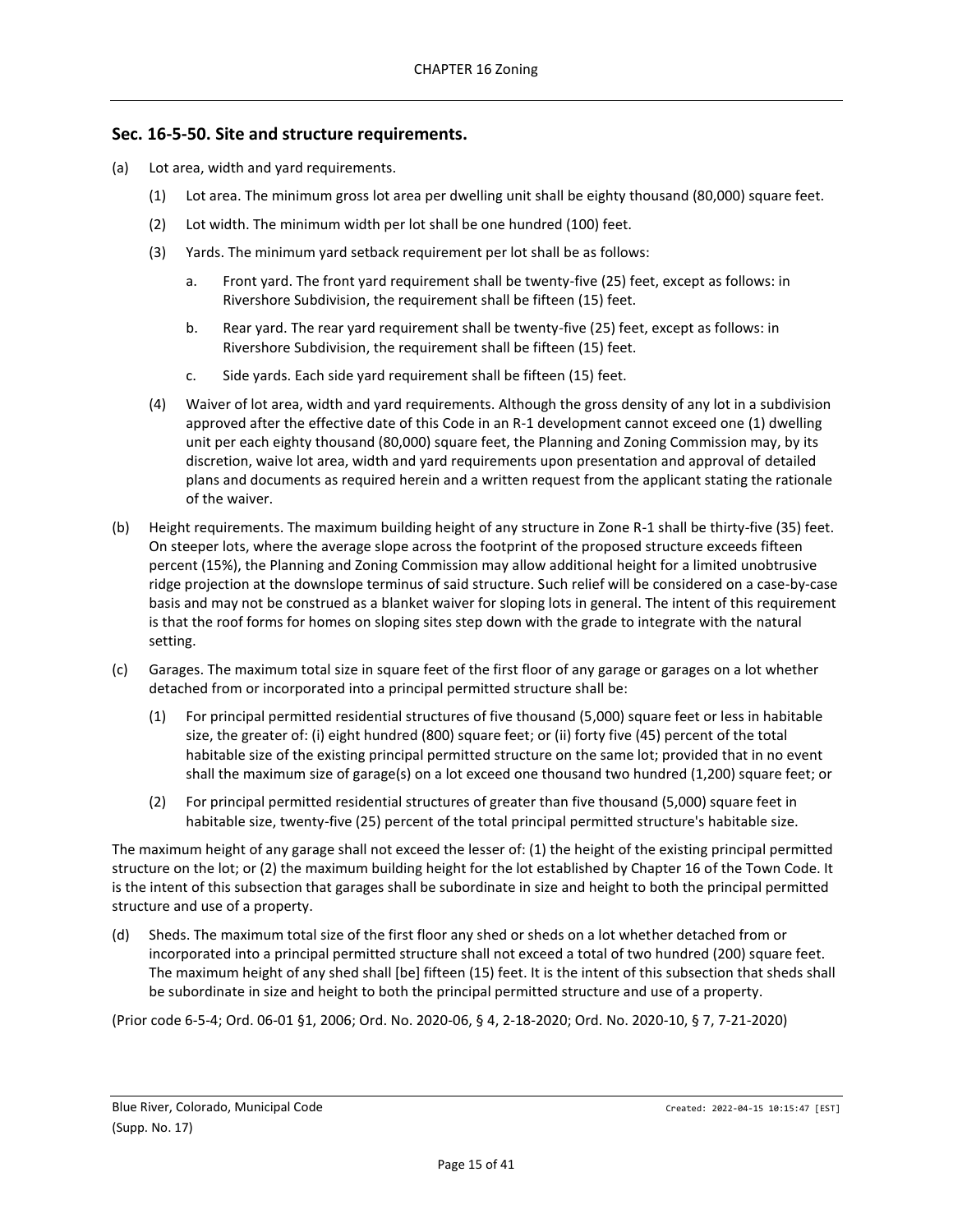## Sec. 16-5-50. Site and structure requirements.

(a) Lot area, width and yard requirements.

(1) Lot area. The minimum gross lot area per dwelling unit shall be eighty thousand (80,000) square feet.

(2) Lot width. The minimum width per lot shall be one hundred (100) feet.

(3) Yards. The minimum yard setback requirement per lot shall be as follows:

a. Front yard. The front yard requirement shall be twenty-five (25) feet, except as follows: in Rivershore Subdivision, the requirement shall be fifteen (15) feet.

b. Rear yard. The rear yard requirement shall be twenty-five (25) feet, except as follows: in Rivershore Subdivision, the requirement shall be fifteen (15) feet.

c. Side yards. Each side yard requirement shall be fifteen (15) feet.

(4) Waiver of lot area, width and yard requirements. Although the gross density of any lot in a subdivision approved after the effective date of this Code in an R-1 development cannot exceed one (1) dwelling unit per each eighty thousand (80,000) square feet, the Planning and Zoning Commission may, by its discretion, waive lot area, width and yard requirements upon presentation and approval of detailed plans and documents as required herein and a written request from the applicant stating the rationale of the waiver.

(b) Height requirements. The maximum building height of any structure in Zone R-1 shall be thirty-five (35) feet. On steeper lots, where the average slope across the footprint of the proposed structure exceeds fifteen percent (15%), the Planning and Zoning Commission may allow additional height for a limited unobtrusive ridge projection at the downslope terminus of said structure. Such relief will be considered on a case-by-case basis and may not be construed as a blanket waiver for sloping lots in general. The intent of this requirement is that the roof forms for homes on sloping sites step down with the grade to integrate with the natural setting.

(c) Garages. The maximum total size in square feet of the first floor of any garage or garages on a lot whether detached from or incorporated into a principal permitted structure shall be:

(1) For principal permitted residential structures of five thousand (5,000) square feet or less in habitable size, the greater of: (i) eight hundred (800) square feet; or (ii) forty five (45) percent of the total habitable size of the existing principal permitted structure on the same lot; provided that in no event shall the maximum size of garage(s) on a lot exceed one thousand two hundred (1,200) square feet; or

(2) For principal permitted residential structures of greater than five thousand (5,000) square feet in habitable size, twenty-five (25) percent of the total principal permitted structure's habitable size.

The maximum height of any garage shall not exceed the lesser of: (1) the height of the existing principal permitted structure on the lot; or (2) the maximum building height for the lot established by Chapter 16 of the Town Code. It is the intent of this subsection that garages shall be subordinate in size and height to both the principal permitted structure and use of a property.

(d) Sheds. The maximum total size of the first floor any shed or sheds on a lot whether detached from or incorporated into a principal permitted structure shall not exceed a total of two hundred (200) square feet. The maximum height of any shed shall [be] fifteen (15) feet. It is the intent of this subsection that sheds shall be subordinate in size and height to both the principal permitted structure and use of a property.

(Prior code 6-5-4; Ord. 06-01 §1, 2006; Ord. No. 2020-06, § 4, 2-18-2020; Ord. No. 2020-10, § 7, 7-21-2020)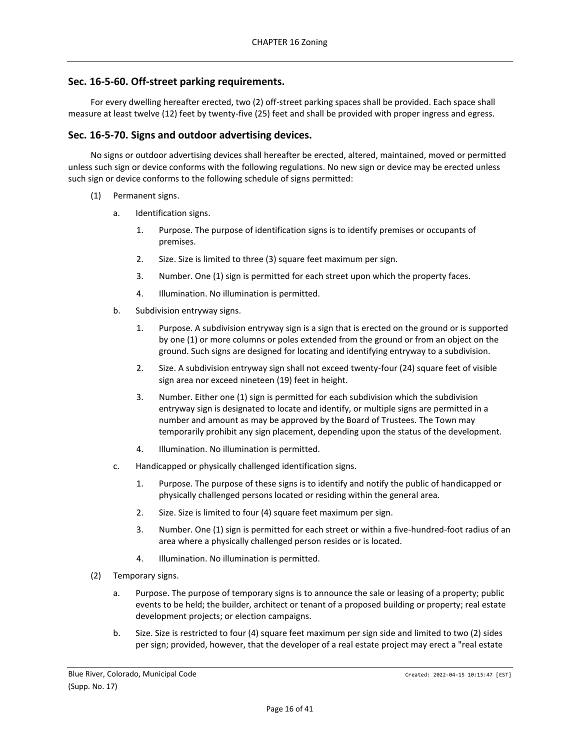## Sec. 16-5-60. Off-street parking requirements.

For every dwelling hereafter erected, two (2) off-street parking spaces shall be provided. Each space shall measure at least twelve (12) feet by twenty-five (25) feet and shall be provided with proper ingress and egress.

## Sec. 16-5-70. Signs and outdoor advertising devices.

No signs or outdoor advertising devices shall hereafter be erected, altered, maintained, moved or permitted unless such sign or device conforms with the following regulations. No new sign or device may be erected unless such sign or device conforms to the following schedule of signs permitted:

(1) Permanent signs.

   a. Identification signs.

      1. Purpose. The purpose of identification signs is to identify premises or occupants of premises.

      2. Size. Size is limited to three (3) square feet maximum per sign.

      3. Number. One (1) sign is permitted for each street upon which the property faces.

      4. Illumination. No illumination is permitted.

   b. Subdivision entryway signs.

      1. Purpose. A subdivision entryway sign is a sign that is erected on the ground or is supported by one (1) or more columns or poles extended from the ground or from an object on the ground. Such signs are designed for locating and identifying entryway to a subdivision.

      2. Size. A subdivision entryway sign shall not exceed twenty-four (24) square feet of visible sign area nor exceed nineteen (19) feet in height.

      3. Number. Either one (1) sign is permitted for each subdivision which the subdivision entryway sign is designated to locate and identify, or multiple signs are permitted in a number and amount as may be approved by the Board of Trustees. The Town may temporarily prohibit any sign placement, depending upon the status of the development.

      4. Illumination. No illumination is permitted.

   c. Handicapped or physically challenged identification signs.

      1. Purpose. The purpose of these signs is to identify and notify the public of handicapped or physically challenged persons located or residing within the general area.

      2. Size. Size is limited to four (4) square feet maximum per sign.

      3. Number. One (1) sign is permitted for each street or within a five-hundred-foot radius of an area where a physically challenged person resides or is located.

      4. Illumination. No illumination is permitted.

(2) Temporary signs.

   a. Purpose. The purpose of temporary signs is to announce the sale or leasing of a property; public events to be held; the builder, architect or tenant of a proposed building or property; real estate development projects; or election campaigns.

   b. Size. Size is restricted to four (4) square feet maximum per sign side and limited to two (2) sides per sign; provided, however, that the developer of a real estate project may erect a "real estate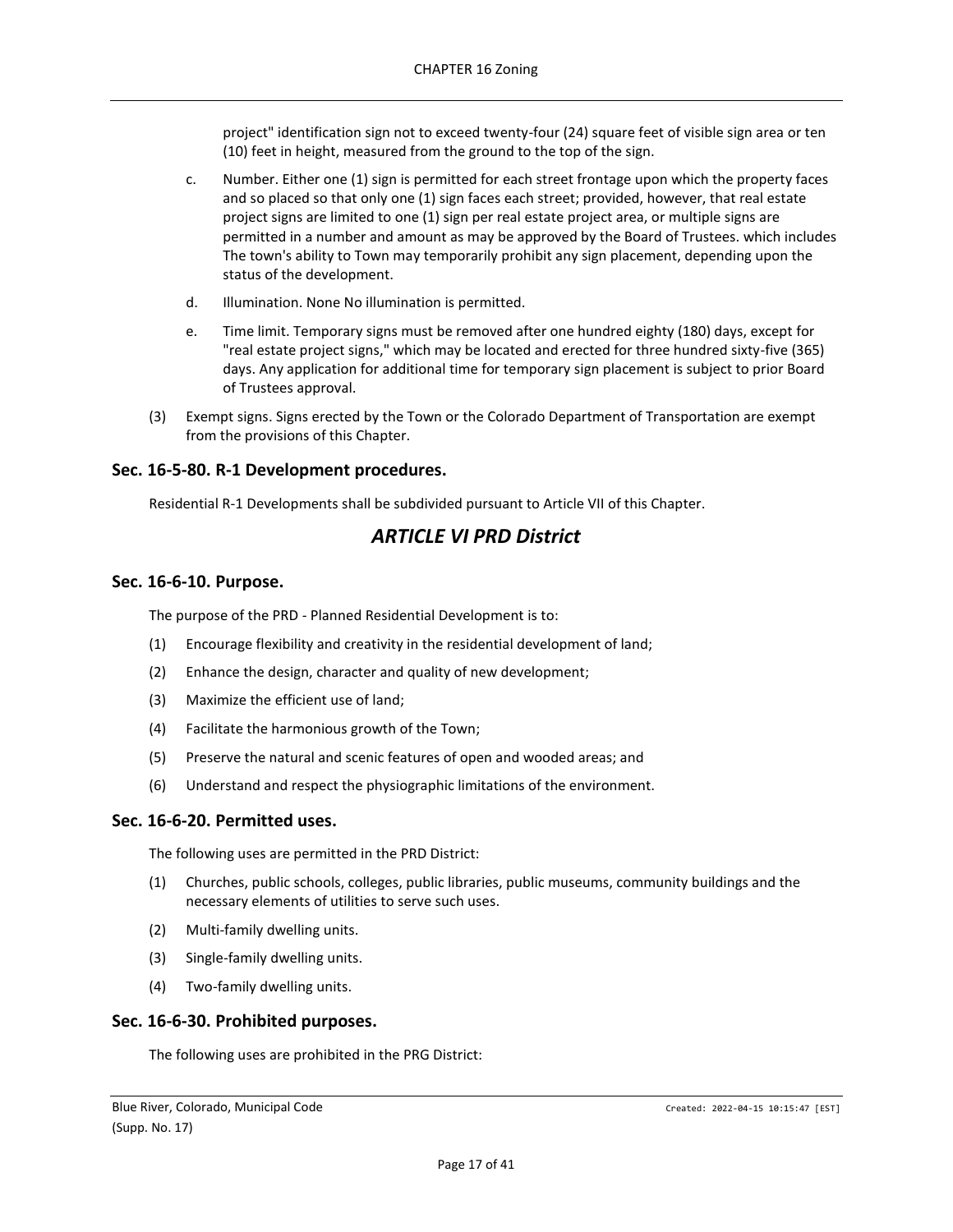project" identification sign not to exceed twenty-four (24) square feet of visible sign area or ten (10) feet in height, measured from the ground to the top of the sign.

c. Number. Either one (1) sign is permitted for each street frontage upon which the property faces and so placed so that only one (1) sign faces each street; provided, however, that real estate project signs are limited to one (1) sign per real estate project area, or multiple signs are permitted in a number and amount as may be approved by the Board of Trustees. which includes The town's ability to Town may temporarily prohibit any sign placement, depending upon the status of the development.

d. Illumination. None No illumination is permitted.

e. Time limit. Temporary signs must be removed after one hundred eighty (180) days, except for "real estate project signs," which may be located and erected for three hundred sixty-five (365) days. Any application for additional time for temporary sign placement is subject to prior Board of Trustees approval.

(3) Exempt signs. Signs erected by the Town or the Colorado Department of Transportation are exempt from the provisions of this Chapter.

### Sec. 16-5-80. R-1 Development procedures.

Residential R-1 Developments shall be subdivided pursuant to Article VII of this Chapter.

## *ARTICLE VI PRD District*

### Sec. 16-6-10. Purpose.

The purpose of the PRD - Planned Residential Development is to:

(1) Encourage flexibility and creativity in the residential development of land;

(2) Enhance the design, character and quality of new development;

(3) Maximize the efficient use of land;

(4) Facilitate the harmonious growth of the Town;

(5) Preserve the natural and scenic features of open and wooded areas; and

(6) Understand and respect the physiographic limitations of the environment.

### Sec. 16-6-20. Permitted uses.

The following uses are permitted in the PRD District:

(1) Churches, public schools, colleges, public libraries, public museums, community buildings and the necessary elements of utilities to serve such uses.

(2) Multi-family dwelling units.

(3) Single-family dwelling units.

(4) Two-family dwelling units.

### Sec. 16-6-30. Prohibited purposes.

The following uses are prohibited in the PRG District: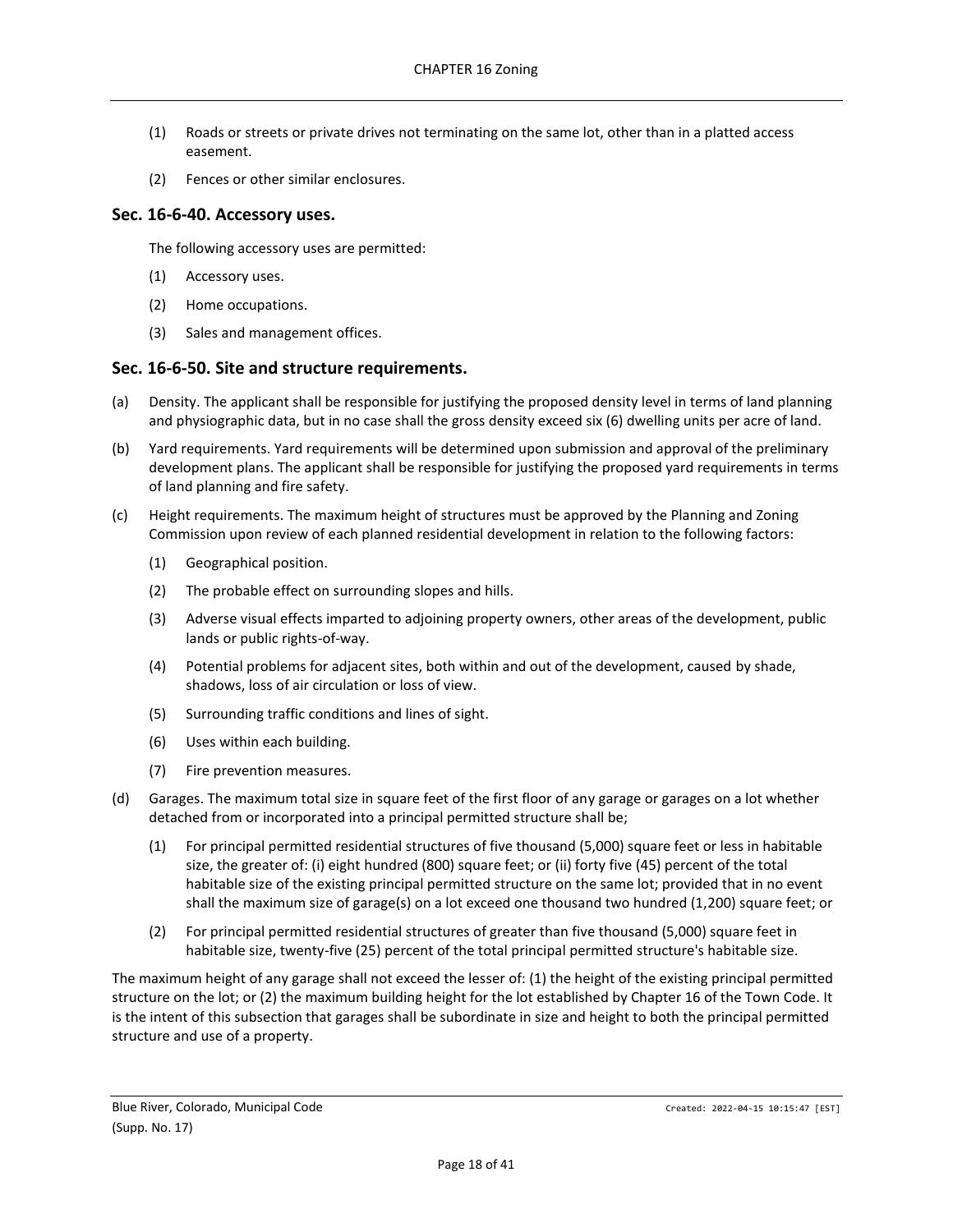(1) Roads or streets or private drives not terminating on the same lot, other than in a platted access easement.

(2) Fences or other similar enclosures.

## Sec. 16-6-40. Accessory uses.

The following accessory uses are permitted:

(1) Accessory uses.

(2) Home occupations.

(3) Sales and management offices.

## Sec. 16-6-50. Site and structure requirements.

(a) Density. The applicant shall be responsible for justifying the proposed density level in terms of land planning and physiographic data, but in no case shall the gross density exceed six (6) dwelling units per acre of land.

(b) Yard requirements. Yard requirements will be determined upon submission and approval of the preliminary development plans. The applicant shall be responsible for justifying the proposed yard requirements in terms of land planning and fire safety.

(c) Height requirements. The maximum height of structures must be approved by the Planning and Zoning Commission upon review of each planned residential development in relation to the following factors:

(1) Geographical position.

(2) The probable effect on surrounding slopes and hills.

(3) Adverse visual effects imparted to adjoining property owners, other areas of the development, public lands or public rights-of-way.

(4) Potential problems for adjacent sites, both within and out of the development, caused by shade, shadows, loss of air circulation or loss of view.

(5) Surrounding traffic conditions and lines of sight.

(6) Uses within each building.

(7) Fire prevention measures.

(d) Garages. The maximum total size in square feet of the first floor of any garage or garages on a lot whether detached from or incorporated into a principal permitted structure shall be;

(1) For principal permitted residential structures of five thousand (5,000) square feet or less in habitable size, the greater of: (i) eight hundred (800) square feet; or (ii) forty five (45) percent of the total habitable size of the existing principal permitted structure on the same lot; provided that in no event shall the maximum size of garage(s) on a lot exceed one thousand two hundred (1,200) square feet; or

(2) For principal permitted residential structures of greater than five thousand (5,000) square feet in habitable size, twenty-five (25) percent of the total principal permitted structure's habitable size.

The maximum height of any garage shall not exceed the lesser of: (1) the height of the existing principal permitted structure on the lot; or (2) the maximum building height for the lot established by Chapter 16 of the Town Code. It is the intent of this subsection that garages shall be subordinate in size and height to both the principal permitted structure and use of a property.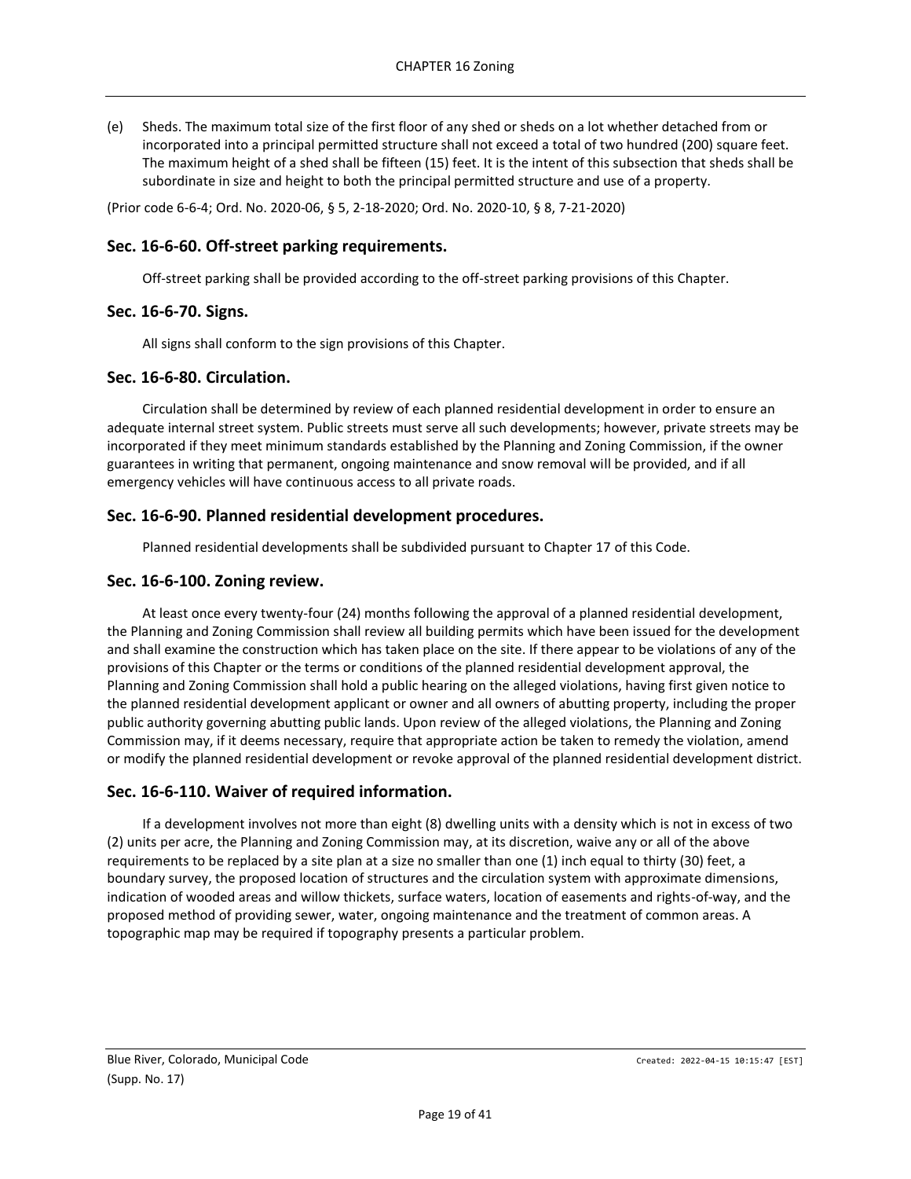(e) Sheds. The maximum total size of the first floor of any shed or sheds on a lot whether detached from or incorporated into a principal permitted structure shall not exceed a total of two hundred (200) square feet. The maximum height of a shed shall be fifteen (15) feet. It is the intent of this subsection that sheds shall be subordinate in size and height to both the principal permitted structure and use of a property.

(Prior code 6-6-4; Ord. No. 2020-06, § 5, 2-18-2020; Ord. No. 2020-10, § 8, 7-21-2020)

## Sec. 16-6-60. Off-street parking requirements.

Off-street parking shall be provided according to the off-street parking provisions of this Chapter.

## Sec. 16-6-70. Signs.

All signs shall conform to the sign provisions of this Chapter.

## Sec. 16-6-80. Circulation.

Circulation shall be determined by review of each planned residential development in order to ensure an adequate internal street system. Public streets must serve all such developments; however, private streets may be incorporated if they meet minimum standards established by the Planning and Zoning Commission, if the owner guarantees in writing that permanent, ongoing maintenance and snow removal will be provided, and if all emergency vehicles will have continuous access to all private roads.

## Sec. 16-6-90. Planned residential development procedures.

Planned residential developments shall be subdivided pursuant to Chapter 17 of this Code.

## Sec. 16-6-100. Zoning review.

At least once every twenty-four (24) months following the approval of a planned residential development, the Planning and Zoning Commission shall review all building permits which have been issued for the development and shall examine the construction which has taken place on the site. If there appear to be violations of any of the provisions of this Chapter or the terms or conditions of the planned residential development approval, the Planning and Zoning Commission shall hold a public hearing on the alleged violations, having first given notice to the planned residential development applicant or owner and all owners of abutting property, including the proper public authority governing abutting public lands. Upon review of the alleged violations, the Planning and Zoning Commission may, if it deems necessary, require that appropriate action be taken to remedy the violation, amend or modify the planned residential development or revoke approval of the planned residential development district.

## Sec. 16-6-110. Waiver of required information.

If a development involves not more than eight (8) dwelling units with a density which is not in excess of two (2) units per acre, the Planning and Zoning Commission may, at its discretion, waive any or all of the above requirements to be replaced by a site plan at a size no smaller than one (1) inch equal to thirty (30) feet, a boundary survey, the proposed location of structures and the circulation system with approximate dimensions, indication of wooded areas and willow thickets, surface waters, location of easements and rights-of-way, and the proposed method of providing sewer, water, ongoing maintenance and the treatment of common areas. A topographic map may be required if topography presents a particular problem.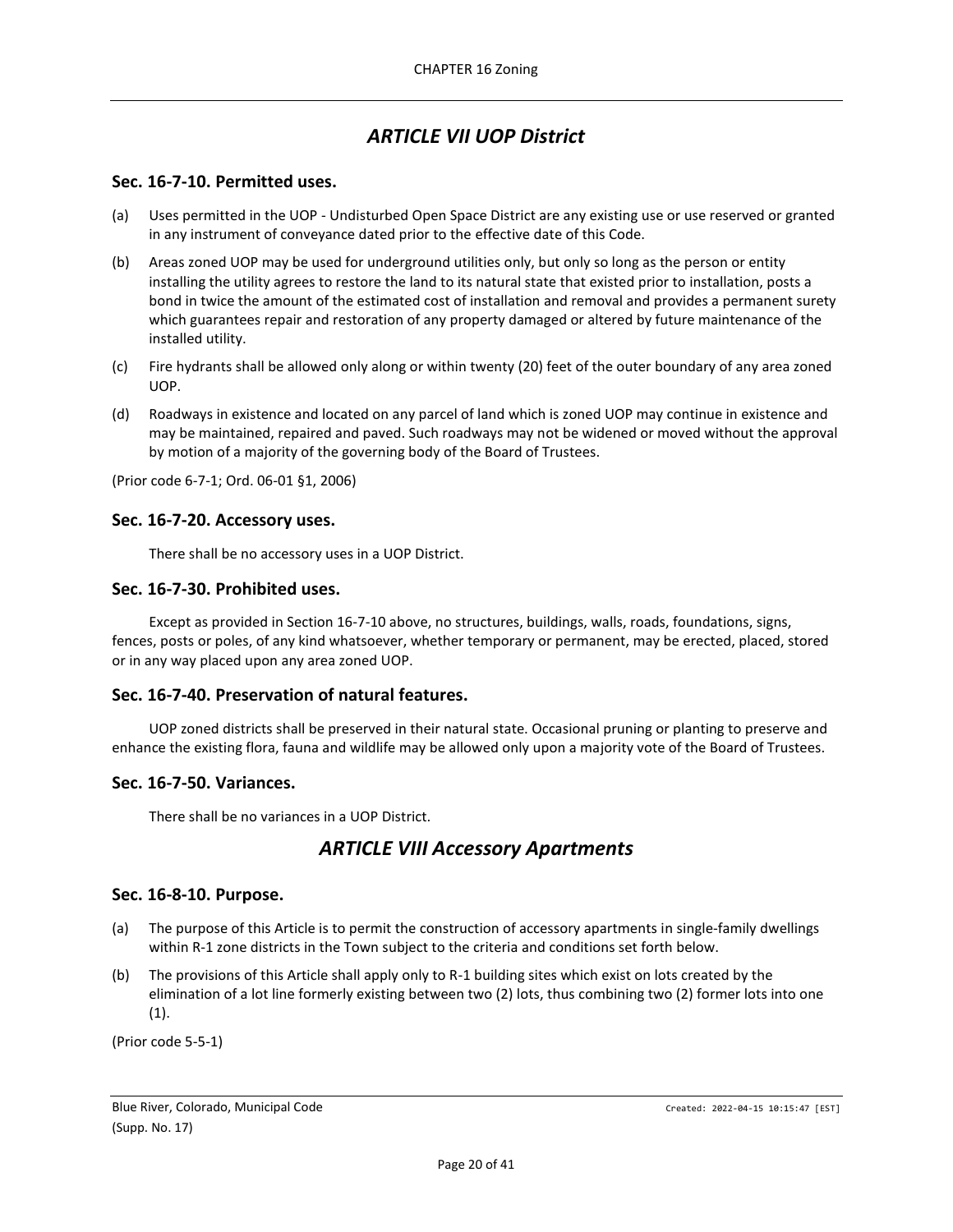## ARTICLE VII UOP District

### Sec. 16-7-10. Permitted uses.

(a) Uses permitted in the UOP - Undisturbed Open Space District are any existing use or use reserved or granted in any instrument of conveyance dated prior to the effective date of this Code.

(b) Areas zoned UOP may be used for underground utilities only, but only so long as the person or entity installing the utility agrees to restore the land to its natural state that existed prior to installation, posts a bond in twice the amount of the estimated cost of installation and removal and provides a permanent surety which guarantees repair and restoration of any property damaged or altered by future maintenance of the installed utility.

(c) Fire hydrants shall be allowed only along or within twenty (20) feet of the outer boundary of any area zoned UOP.

(d) Roadways in existence and located on any parcel of land which is zoned UOP may continue in existence and may be maintained, repaired and paved. Such roadways may not be widened or moved without the approval by motion of a majority of the governing body of the Board of Trustees.

(Prior code 6-7-1; Ord. 06-01 §1, 2006)

### Sec. 16-7-20. Accessory uses.

There shall be no accessory uses in a UOP District.

### Sec. 16-7-30. Prohibited uses.

Except as provided in Section 16-7-10 above, no structures, buildings, walls, roads, foundations, signs, fences, posts or poles, of any kind whatsoever, whether temporary or permanent, may be erected, placed, stored or in any way placed upon any area zoned UOP.

### Sec. 16-7-40. Preservation of natural features.

UOP zoned districts shall be preserved in their natural state. Occasional pruning or planting to preserve and enhance the existing flora, fauna and wildlife may be allowed only upon a majority vote of the Board of Trustees.

### Sec. 16-7-50. Variances.

There shall be no variances in a UOP District.

## ARTICLE VIII Accessory Apartments

### Sec. 16-8-10. Purpose.

(a) The purpose of this Article is to permit the construction of accessory apartments in single-family dwellings within R-1 zone districts in the Town subject to the criteria and conditions set forth below.

(b) The provisions of this Article shall apply only to R-1 building sites which exist on lots created by the elimination of a lot line formerly existing between two (2) lots, thus combining two (2) former lots into one (1).

(Prior code 5-5-1)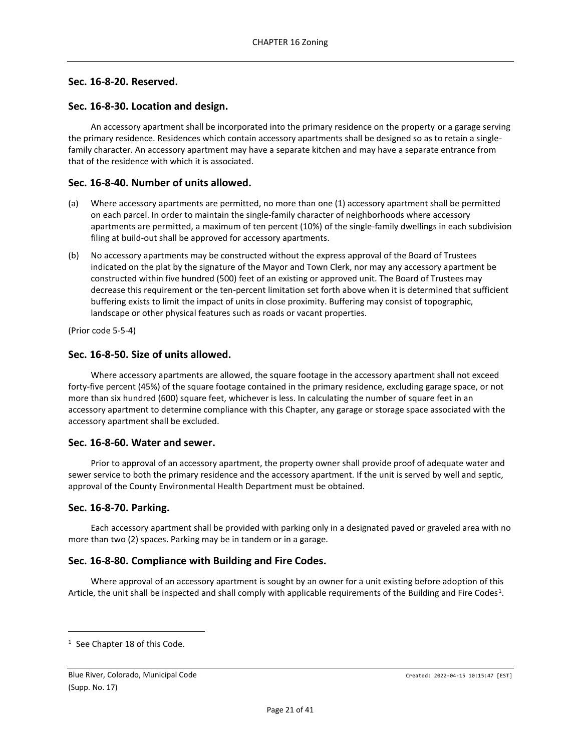## Sec. 16-8-20. Reserved.

## Sec. 16-8-30. Location and design.

An accessory apartment shall be incorporated into the primary residence on the property or a garage serving the primary residence. Residences which contain accessory apartments shall be designed so as to retain a single-family character. An accessory apartment may have a separate kitchen and may have a separate entrance from that of the residence with which it is associated.

## Sec. 16-8-40. Number of units allowed.

(a) Where accessory apartments are permitted, no more than one (1) accessory apartment shall be permitted on each parcel. In order to maintain the single-family character of neighborhoods where accessory apartments are permitted, a maximum of ten percent (10%) of the single-family dwellings in each subdivision filing at build-out shall be approved for accessory apartments.

(b) No accessory apartments may be constructed without the express approval of the Board of Trustees indicated on the plat by the signature of the Mayor and Town Clerk, nor may any accessory apartment be constructed within five hundred (500) feet of an existing or approved unit. The Board of Trustees may decrease this requirement or the ten-percent limitation set forth above when it is determined that sufficient buffering exists to limit the impact of units in close proximity. Buffering may consist of topographic, landscape or other physical features such as roads or vacant properties.

(Prior code 5-5-4)

## Sec. 16-8-50. Size of units allowed.

Where accessory apartments are allowed, the square footage in the accessory apartment shall not exceed forty-five percent (45%) of the square footage contained in the primary residence, excluding garage space, or not more than six hundred (600) square feet, whichever is less. In calculating the number of square feet in an accessory apartment to determine compliance with this Chapter, any garage or storage space associated with the accessory apartment shall be excluded.

## Sec. 16-8-60. Water and sewer.

Prior to approval of an accessory apartment, the property owner shall provide proof of adequate water and sewer service to both the primary residence and the accessory apartment. If the unit is served by well and septic, approval of the County Environmental Health Department must be obtained.

## Sec. 16-8-70. Parking.

Each accessory apartment shall be provided with parking only in a designated paved or graveled area with no more than two (2) spaces. Parking may be in tandem or in a garage.

## Sec. 16-8-80. Compliance with Building and Fire Codes.

Where approval of an accessory apartment is sought by an owner for a unit existing before adoption of this Article, the unit shall be inspected and shall comply with applicable requirements of the Building and Fire Codes[1].

---

[1] See Chapter 18 of this Code.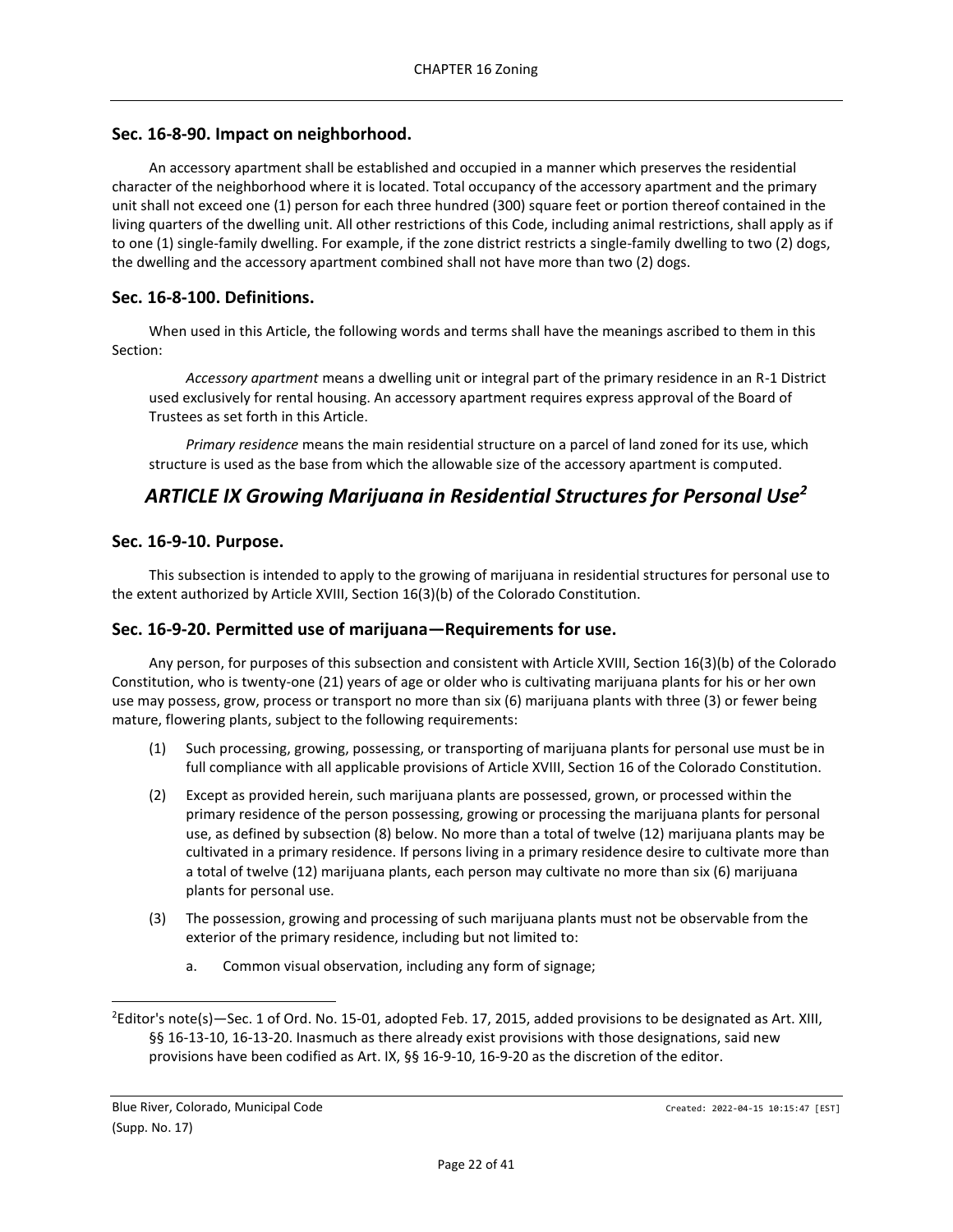### Sec. 16-8-90. Impact on neighborhood.

An accessory apartment shall be established and occupied in a manner which preserves the residential character of the neighborhood where it is located. Total occupancy of the accessory apartment and the primary unit shall not exceed one (1) person for each three hundred (300) square feet or portion thereof contained in the living quarters of the dwelling unit. All other restrictions of this Code, including animal restrictions, shall apply as if to one (1) single-family dwelling. For example, if the zone district restricts a single-family dwelling to two (2) dogs, the dwelling and the accessory apartment combined shall not have more than two (2) dogs.

### Sec. 16-8-100. Definitions.

When used in this Article, the following words and terms shall have the meanings ascribed to them in this Section:

*Accessory apartment* means a dwelling unit or integral part of the primary residence in an R-1 District used exclusively for rental housing. An accessory apartment requires express approval of the Board of Trustees as set forth in this Article.

*Primary residence* means the main residential structure on a parcel of land zoned for its use, which structure is used as the base from which the allowable size of the accessory apartment is computed.

## *ARTICLE IX Growing Marijuana in Residential Structures for Personal Use*[2]

### Sec. 16-9-10. Purpose.

This subsection is intended to apply to the growing of marijuana in residential structures for personal use to the extent authorized by Article XVIII, Section 16(3)(b) of the Colorado Constitution.

### Sec. 16-9-20. Permitted use of marijuana—Requirements for use.

Any person, for purposes of this subsection and consistent with Article XVIII, Section 16(3)(b) of the Colorado Constitution, who is twenty-one (21) years of age or older who is cultivating marijuana plants for his or her own use may possess, grow, process or transport no more than six (6) marijuana plants with three (3) or fewer being mature, flowering plants, subject to the following requirements:

(1) Such processing, growing, possessing, or transporting of marijuana plants for personal use must be in full compliance with all applicable provisions of Article XVIII, Section 16 of the Colorado Constitution.

(2) Except as provided herein, such marijuana plants are possessed, grown, or processed within the primary residence of the person possessing, growing or processing the marijuana plants for personal use, as defined by subsection (8) below. No more than a total of twelve (12) marijuana plants may be cultivated in a primary residence. If persons living in a primary residence desire to cultivate more than a total of twelve (12) marijuana plants, each person may cultivate no more than six (6) marijuana plants for personal use.

(3) The possession, growing and processing of such marijuana plants must not be observable from the exterior of the primary residence, including but not limited to:

    a. Common visual observation, including any form of signage;

[2]Editor's note(s)—Sec. 1 of Ord. No. 15-01, adopted Feb. 17, 2015, added provisions to be designated as Art. XIII, §§ 16-13-10, 16-13-20. Inasmuch as there already exist provisions with those designations, said new provisions have been codified as Art. IX, §§ 16-9-10, 16-9-20 as the discretion of the editor.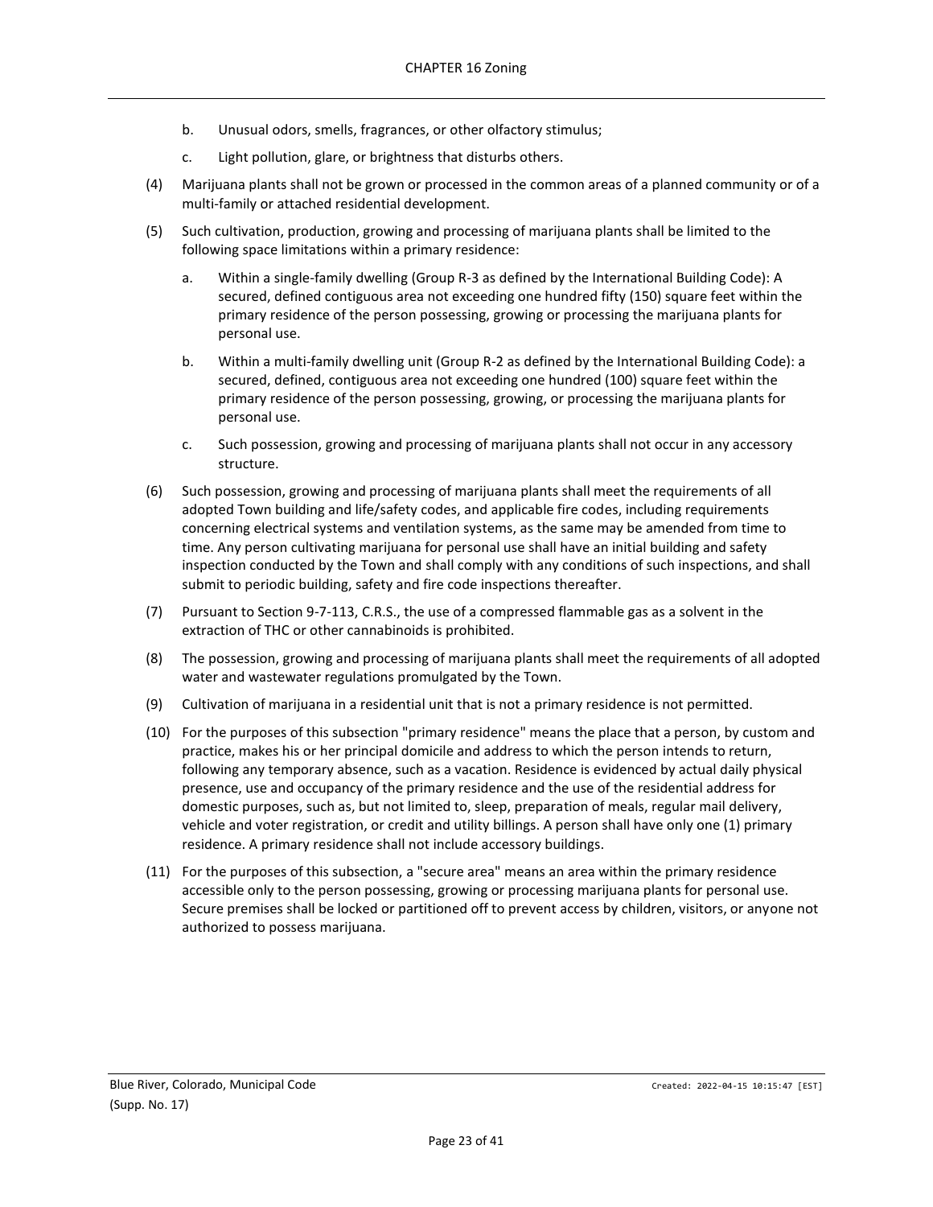b. Unusual odors, smells, fragrances, or other olfactory stimulus;

c. Light pollution, glare, or brightness that disturbs others.

(4) Marijuana plants shall not be grown or processed in the common areas of a planned community or of a multi-family or attached residential development.

(5) Such cultivation, production, growing and processing of marijuana plants shall be limited to the following space limitations within a primary residence:

a. Within a single-family dwelling (Group R-3 as defined by the International Building Code): A secured, defined contiguous area not exceeding one hundred fifty (150) square feet within the primary residence of the person possessing, growing or processing the marijuana plants for personal use.

b. Within a multi-family dwelling unit (Group R-2 as defined by the International Building Code): a secured, defined, contiguous area not exceeding one hundred (100) square feet within the primary residence of the person possessing, growing, or processing the marijuana plants for personal use.

c. Such possession, growing and processing of marijuana plants shall not occur in any accessory structure.

(6) Such possession, growing and processing of marijuana plants shall meet the requirements of all adopted Town building and life/safety codes, and applicable fire codes, including requirements concerning electrical systems and ventilation systems, as the same may be amended from time to time. Any person cultivating marijuana for personal use shall have an initial building and safety inspection conducted by the Town and shall comply with any conditions of such inspections, and shall submit to periodic building, safety and fire code inspections thereafter.

(7) Pursuant to Section 9-7-113, C.R.S., the use of a compressed flammable gas as a solvent in the extraction of THC or other cannabinoids is prohibited.

(8) The possession, growing and processing of marijuana plants shall meet the requirements of all adopted water and wastewater regulations promulgated by the Town.

(9) Cultivation of marijuana in a residential unit that is not a primary residence is not permitted.

(10) For the purposes of this subsection "primary residence" means the place that a person, by custom and practice, makes his or her principal domicile and address to which the person intends to return, following any temporary absence, such as a vacation. Residence is evidenced by actual daily physical presence, use and occupancy of the primary residence and the use of the residential address for domestic purposes, such as, but not limited to, sleep, preparation of meals, regular mail delivery, vehicle and voter registration, or credit and utility billings. A person shall have only one (1) primary residence. A primary residence shall not include accessory buildings.

(11) For the purposes of this subsection, a "secure area" means an area within the primary residence accessible only to the person possessing, growing or processing marijuana plants for personal use. Secure premises shall be locked or partitioned off to prevent access by children, visitors, or anyone not authorized to possess marijuana.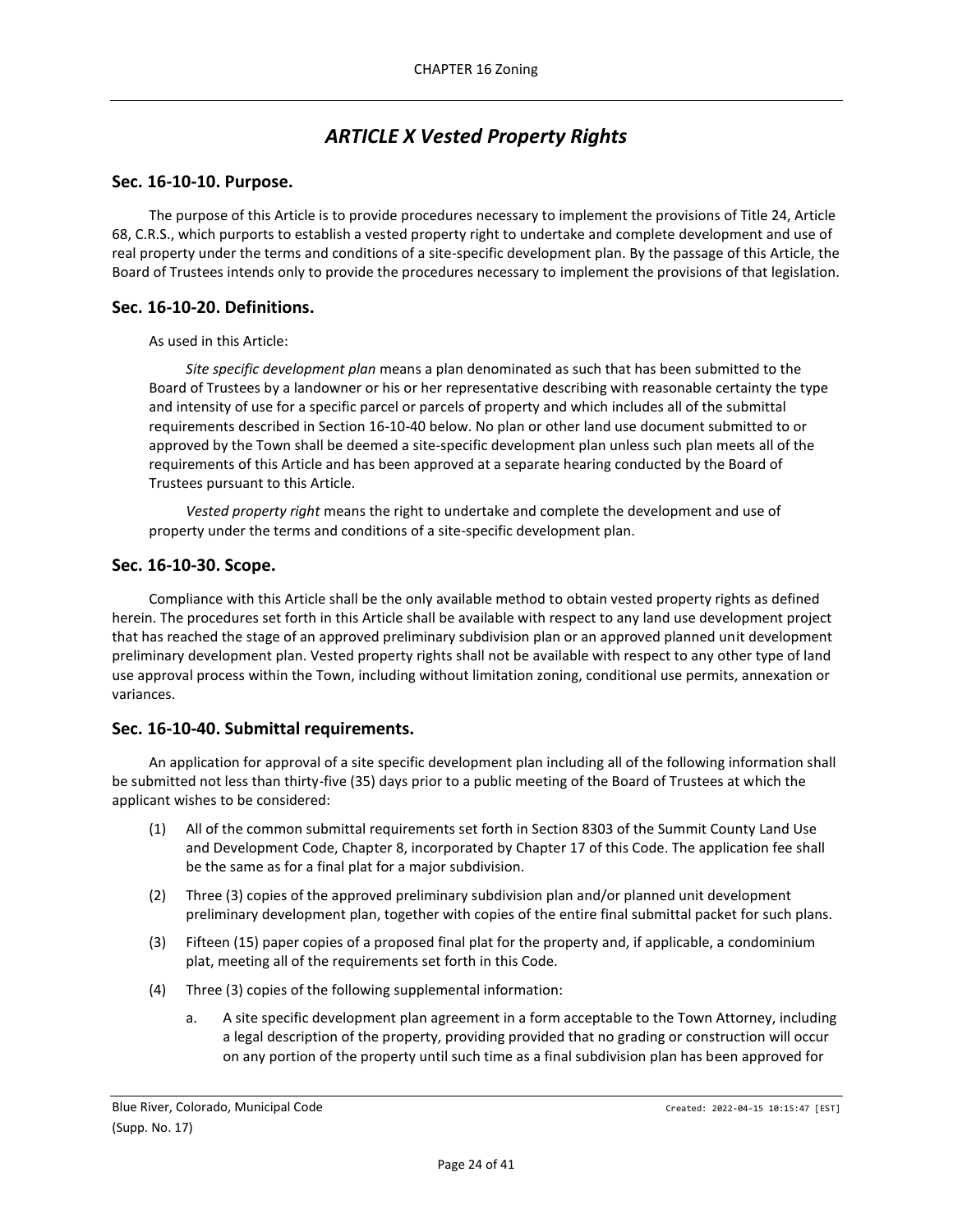# *ARTICLE X Vested Property Rights*

## Sec. 16-10-10. Purpose.

The purpose of this Article is to provide procedures necessary to implement the provisions of Title 24, Article 68, C.R.S., which purports to establish a vested property right to undertake and complete development and use of real property under the terms and conditions of a site-specific development plan. By the passage of this Article, the Board of Trustees intends only to provide the procedures necessary to implement the provisions of that legislation.

## Sec. 16-10-20. Definitions.

As used in this Article:

*Site specific development plan* means a plan denominated as such that has been submitted to the Board of Trustees by a landowner or his or her representative describing with reasonable certainty the type and intensity of use for a specific parcel or parcels of property and which includes all of the submittal requirements described in Section 16-10-40 below. No plan or other land use document submitted to or approved by the Town shall be deemed a site-specific development plan unless such plan meets all of the requirements of this Article and has been approved at a separate hearing conducted by the Board of Trustees pursuant to this Article.

*Vested property right* means the right to undertake and complete the development and use of property under the terms and conditions of a site-specific development plan.

## Sec. 16-10-30. Scope.

Compliance with this Article shall be the only available method to obtain vested property rights as defined herein. The procedures set forth in this Article shall be available with respect to any land use development project that has reached the stage of an approved preliminary subdivision plan or an approved planned unit development preliminary development plan. Vested property rights shall not be available with respect to any other type of land use approval process within the Town, including without limitation zoning, conditional use permits, annexation or variances.

## Sec. 16-10-40. Submittal requirements.

An application for approval of a site specific development plan including all of the following information shall be submitted not less than thirty-five (35) days prior to a public meeting of the Board of Trustees at which the applicant wishes to be considered:

(1) All of the common submittal requirements set forth in Section 8303 of the Summit County Land Use and Development Code, Chapter 8, incorporated by Chapter 17 of this Code. The application fee shall be the same as for a final plat for a major subdivision.

(2) Three (3) copies of the approved preliminary subdivision plan and/or planned unit development preliminary development plan, together with copies of the entire final submittal packet for such plans.

(3) Fifteen (15) paper copies of a proposed final plat for the property and, if applicable, a condominium plat, meeting all of the requirements set forth in this Code.

(4) Three (3) copies of the following supplemental information:

a. A site specific development plan agreement in a form acceptable to the Town Attorney, including a legal description of the property, providing provided that no grading or construction will occur on any portion of the property until such time as a final subdivision plan has been approved for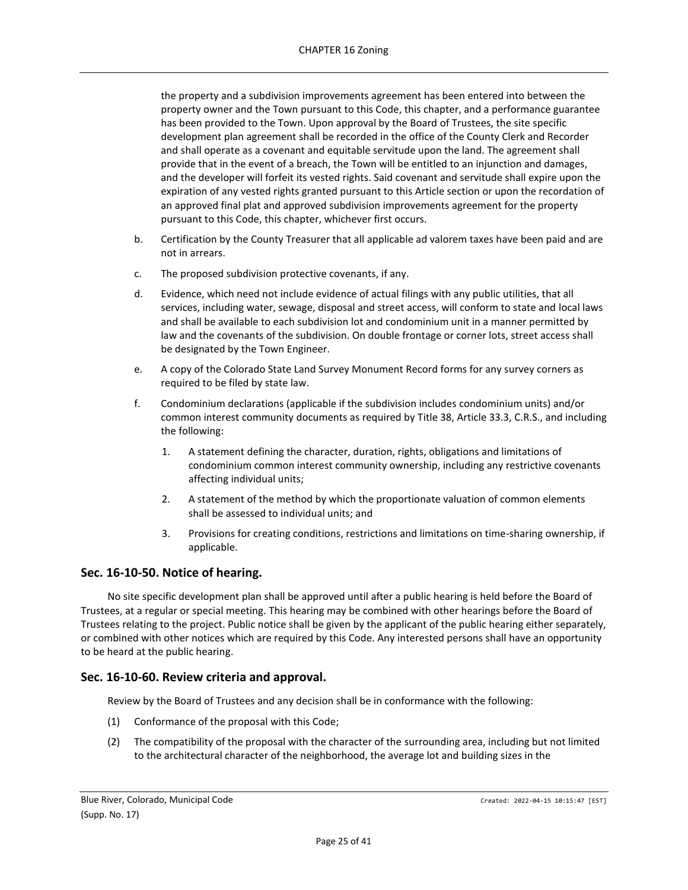the property and a subdivision improvements agreement has been entered into between the property owner and the Town pursuant to this Code, this chapter, and a performance guarantee has been provided to the Town. Upon approval by the Board of Trustees, the site specific development plan agreement shall be recorded in the office of the County Clerk and Recorder and shall operate as a covenant and equitable servitude upon the land. The agreement shall provide that in the event of a breach, the Town will be entitled to an injunction and damages, and the developer will forfeit its vested rights. Said covenant and servitude shall expire upon the expiration of any vested rights granted pursuant to this Article section or upon the recordation of an approved final plat and approved subdivision improvements agreement for the property pursuant to this Code, this chapter, whichever first occurs.

b. Certification by the County Treasurer that all applicable ad valorem taxes have been paid and are not in arrears.

c. The proposed subdivision protective covenants, if any.

d. Evidence, which need not include evidence of actual filings with any public utilities, that all services, including water, sewage, disposal and street access, will conform to state and local laws and shall be available to each subdivision lot and condominium unit in a manner permitted by law and the covenants of the subdivision. On double frontage or corner lots, street access shall be designated by the Town Engineer.

e. A copy of the Colorado State Land Survey Monument Record forms for any survey corners as required to be filed by state law.

f. Condominium declarations (applicable if the subdivision includes condominium units) and/or common interest community documents as required by Title 38, Article 33.3, C.R.S., and including the following:

   1. A statement defining the character, duration, rights, obligations and limitations of condominium common interest community ownership, including any restrictive covenants affecting individual units;

   2. A statement of the method by which the proportionate valuation of common elements shall be assessed to individual units; and

   3. Provisions for creating conditions, restrictions and limitations on time-sharing ownership, if applicable.

## Sec. 16-10-50. Notice of hearing.

No site specific development plan shall be approved until after a public hearing is held before the Board of Trustees, at a regular or special meeting. This hearing may be combined with other hearings before the Board of Trustees relating to the project. Public notice shall be given by the applicant of the public hearing either separately, or combined with other notices which are required by this Code. Any interested persons shall have an opportunity to be heard at the public hearing.

## Sec. 16-10-60. Review criteria and approval.

Review by the Board of Trustees and any decision shall be in conformance with the following:

(1) Conformance of the proposal with this Code;

(2) The compatibility of the proposal with the character of the surrounding area, including but not limited to the architectural character of the neighborhood, the average lot and building sizes in the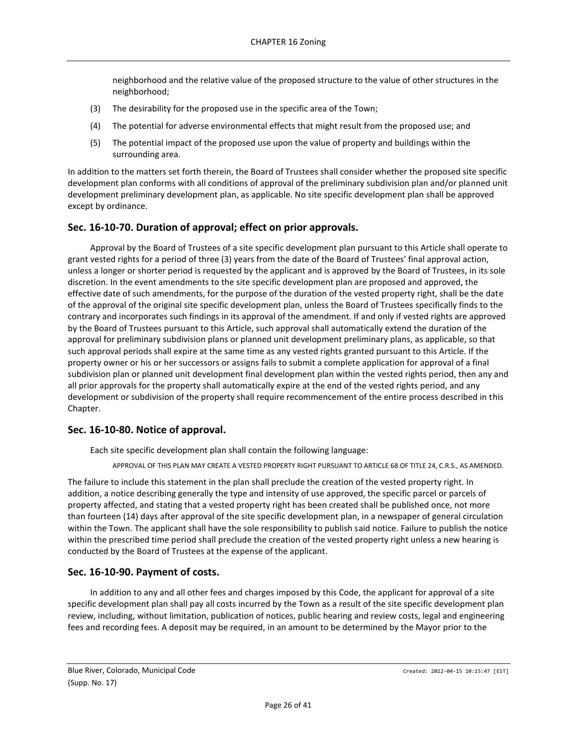neighborhood and the relative value of the proposed structure to the value of other structures in the neighborhood;

(3) The desirability for the proposed use in the specific area of the Town;

(4) The potential for adverse environmental effects that might result from the proposed use; and

(5) The potential impact of the proposed use upon the value of property and buildings within the surrounding area.

In addition to the matters set forth therein, the Board of Trustees shall consider whether the proposed site specific development plan conforms with all conditions of approval of the preliminary subdivision plan and/or planned unit development preliminary development plan, as applicable. No site specific development plan shall be approved except by ordinance.

## Sec. 16-10-70. Duration of approval; effect on prior approvals.

Approval by the Board of Trustees of a site specific development plan pursuant to this Article shall operate to grant vested rights for a period of three (3) years from the date of the Board of Trustees' final approval action, unless a longer or shorter period is requested by the applicant and is approved by the Board of Trustees, in its sole discretion. In the event amendments to the site specific development plan are proposed and approved, the effective date of such amendments, for the purpose of the duration of the vested property right, shall be the date of the approval of the original site specific development plan, unless the Board of Trustees specifically finds to the contrary and incorporates such findings in its approval of the amendment. If and only if vested rights are approved by the Board of Trustees pursuant to this Article, such approval shall automatically extend the duration of the approval for preliminary subdivision plans or planned unit development preliminary plans, as applicable, so that such approval periods shall expire at the same time as any vested rights granted pursuant to this Article. If the property owner or his or her successors or assigns fails to submit a complete application for approval of a final subdivision plan or planned unit development final development plan within the vested rights period, then any and all prior approvals for the property shall automatically expire at the end of the vested rights period, and any development or subdivision of the property shall require recommencement of the entire process described in this Chapter.

## Sec. 16-10-80. Notice of approval.

Each site specific development plan shall contain the following language:

APPROVAL OF THIS PLAN MAY CREATE A VESTED PROPERTY RIGHT PURSUANT TO ARTICLE 68 OF TITLE 24, C.R.S., AS AMENDED.

The failure to include this statement in the plan shall preclude the creation of the vested property right. In addition, a notice describing generally the type and intensity of use approved, the specific parcel or parcels of property affected, and stating that a vested property right has been created shall be published once, not more than fourteen (14) days after approval of the site specific development plan, in a newspaper of general circulation within the Town. The applicant shall have the sole responsibility to publish said notice. Failure to publish the notice within the prescribed time period shall preclude the creation of the vested property right unless a new hearing is conducted by the Board of Trustees at the expense of the applicant.

## Sec. 16-10-90. Payment of costs.

In addition to any and all other fees and charges imposed by this Code, the applicant for approval of a site specific development plan shall pay all costs incurred by the Town as a result of the site specific development plan review, including, without limitation, publication of notices, public hearing and review costs, legal and engineering fees and recording fees. A deposit may be required, in an amount to be determined by the Mayor prior to the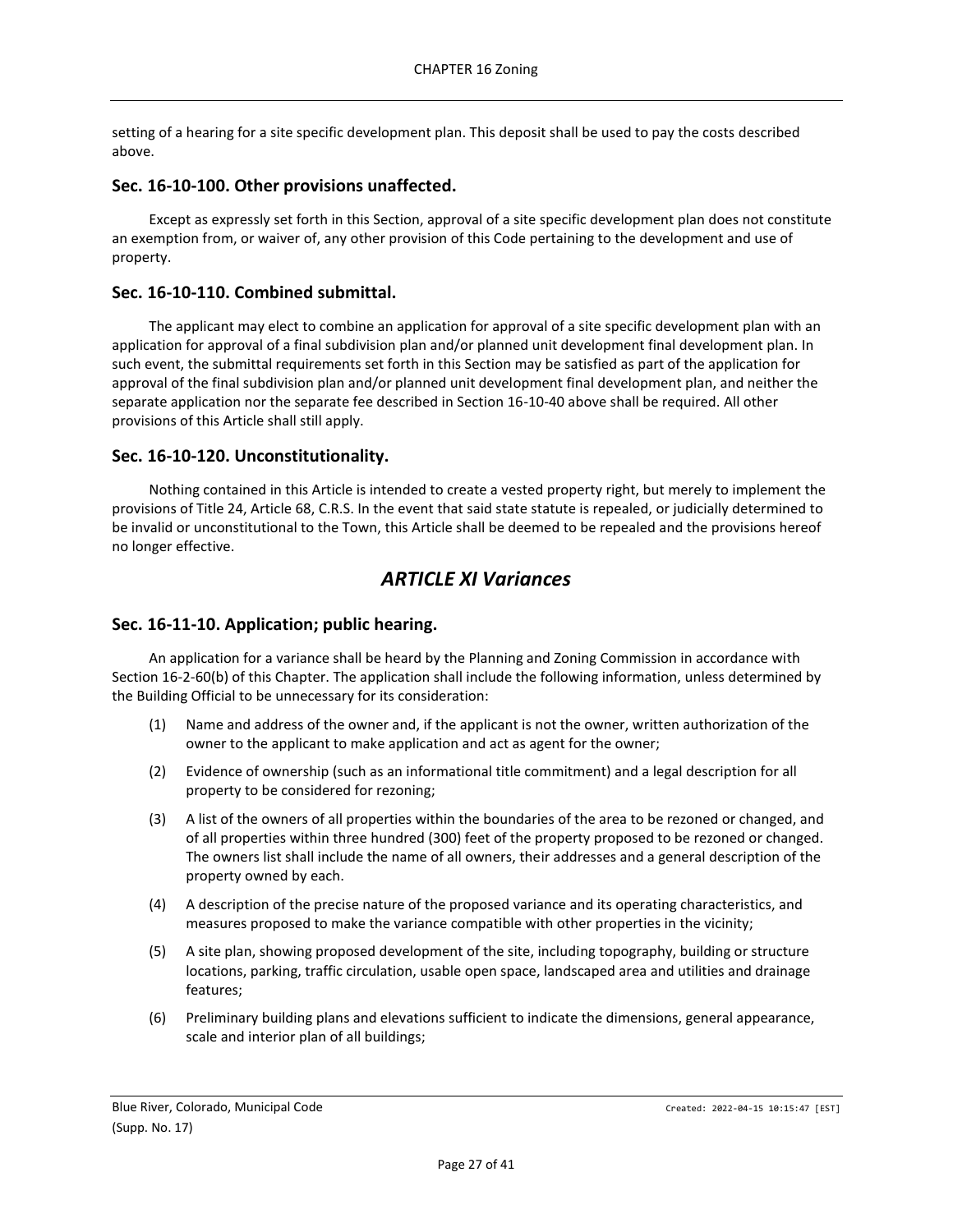setting of a hearing for a site specific development plan. This deposit shall be used to pay the costs described above.

### Sec. 16-10-100. Other provisions unaffected.

Except as expressly set forth in this Section, approval of a site specific development plan does not constitute an exemption from, or waiver of, any other provision of this Code pertaining to the development and use of property.

### Sec. 16-10-110. Combined submittal.

The applicant may elect to combine an application for approval of a site specific development plan with an application for approval of a final subdivision plan and/or planned unit development final development plan. In such event, the submittal requirements set forth in this Section may be satisfied as part of the application for approval of the final subdivision plan and/or planned unit development final development plan, and neither the separate application nor the separate fee described in Section 16-10-40 above shall be required. All other provisions of this Article shall still apply.

### Sec. 16-10-120. Unconstitutionality.

Nothing contained in this Article is intended to create a vested property right, but merely to implement the provisions of Title 24, Article 68, C.R.S. In the event that said state statute is repealed, or judicially determined to be invalid or unconstitutional to the Town, this Article shall be deemed to be repealed and the provisions hereof no longer effective.

## *ARTICLE XI Variances*

### Sec. 16-11-10. Application; public hearing.

An application for a variance shall be heard by the Planning and Zoning Commission in accordance with Section 16-2-60(b) of this Chapter. The application shall include the following information, unless determined by the Building Official to be unnecessary for its consideration:

(1) Name and address of the owner and, if the applicant is not the owner, written authorization of the owner to the applicant to make application and act as agent for the owner;

(2) Evidence of ownership (such as an informational title commitment) and a legal description for all property to be considered for rezoning;

(3) A list of the owners of all properties within the boundaries of the area to be rezoned or changed, and of all properties within three hundred (300) feet of the property proposed to be rezoned or changed. The owners list shall include the name of all owners, their addresses and a general description of the property owned by each.

(4) A description of the precise nature of the proposed variance and its operating characteristics, and measures proposed to make the variance compatible with other properties in the vicinity;

(5) A site plan, showing proposed development of the site, including topography, building or structure locations, parking, traffic circulation, usable open space, landscaped area and utilities and drainage features;

(6) Preliminary building plans and elevations sufficient to indicate the dimensions, general appearance, scale and interior plan of all buildings;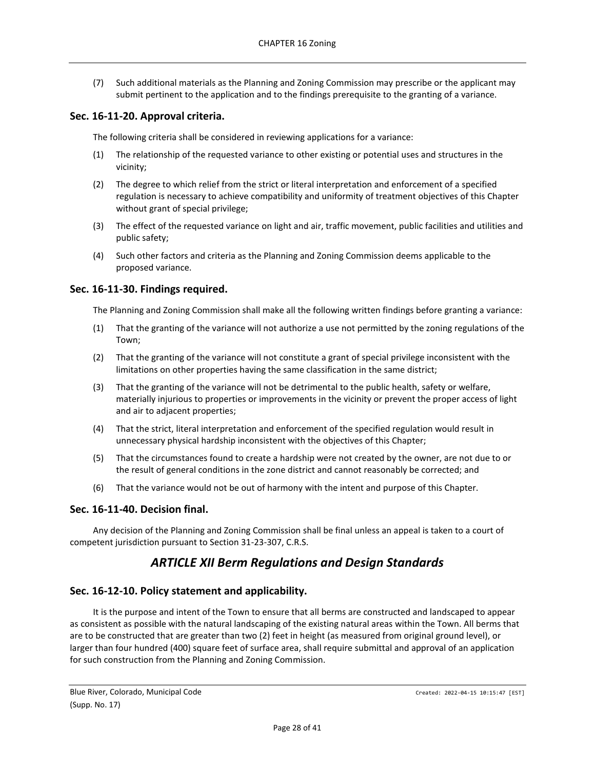(7) Such additional materials as the Planning and Zoning Commission may prescribe or the applicant may submit pertinent to the application and to the findings prerequisite to the granting of a variance.

### Sec. 16-11-20. Approval criteria.

The following criteria shall be considered in reviewing applications for a variance:

(1) The relationship of the requested variance to other existing or potential uses and structures in the vicinity;

(2) The degree to which relief from the strict or literal interpretation and enforcement of a specified regulation is necessary to achieve compatibility and uniformity of treatment objectives of this Chapter without grant of special privilege;

(3) The effect of the requested variance on light and air, traffic movement, public facilities and utilities and public safety;

(4) Such other factors and criteria as the Planning and Zoning Commission deems applicable to the proposed variance.

### Sec. 16-11-30. Findings required.

The Planning and Zoning Commission shall make all the following written findings before granting a variance:

(1) That the granting of the variance will not authorize a use not permitted by the zoning regulations of the Town;

(2) That the granting of the variance will not constitute a grant of special privilege inconsistent with the limitations on other properties having the same classification in the same district;

(3) That the granting of the variance will not be detrimental to the public health, safety or welfare, materially injurious to properties or improvements in the vicinity or prevent the proper access of light and air to adjacent properties;

(4) That the strict, literal interpretation and enforcement of the specified regulation would result in unnecessary physical hardship inconsistent with the objectives of this Chapter;

(5) That the circumstances found to create a hardship were not created by the owner, are not due to or the result of general conditions in the zone district and cannot reasonably be corrected; and

(6) That the variance would not be out of harmony with the intent and purpose of this Chapter.

### Sec. 16-11-40. Decision final.

Any decision of the Planning and Zoning Commission shall be final unless an appeal is taken to a court of competent jurisdiction pursuant to Section 31-23-307, C.R.S.

## *ARTICLE XII Berm Regulations and Design Standards*

### Sec. 16-12-10. Policy statement and applicability.

It is the purpose and intent of the Town to ensure that all berms are constructed and landscaped to appear as consistent as possible with the natural landscaping of the existing natural areas within the Town. All berms that are to be constructed that are greater than two (2) feet in height (as measured from original ground level), or larger than four hundred (400) square feet of surface area, shall require submittal and approval of an application for such construction from the Planning and Zoning Commission.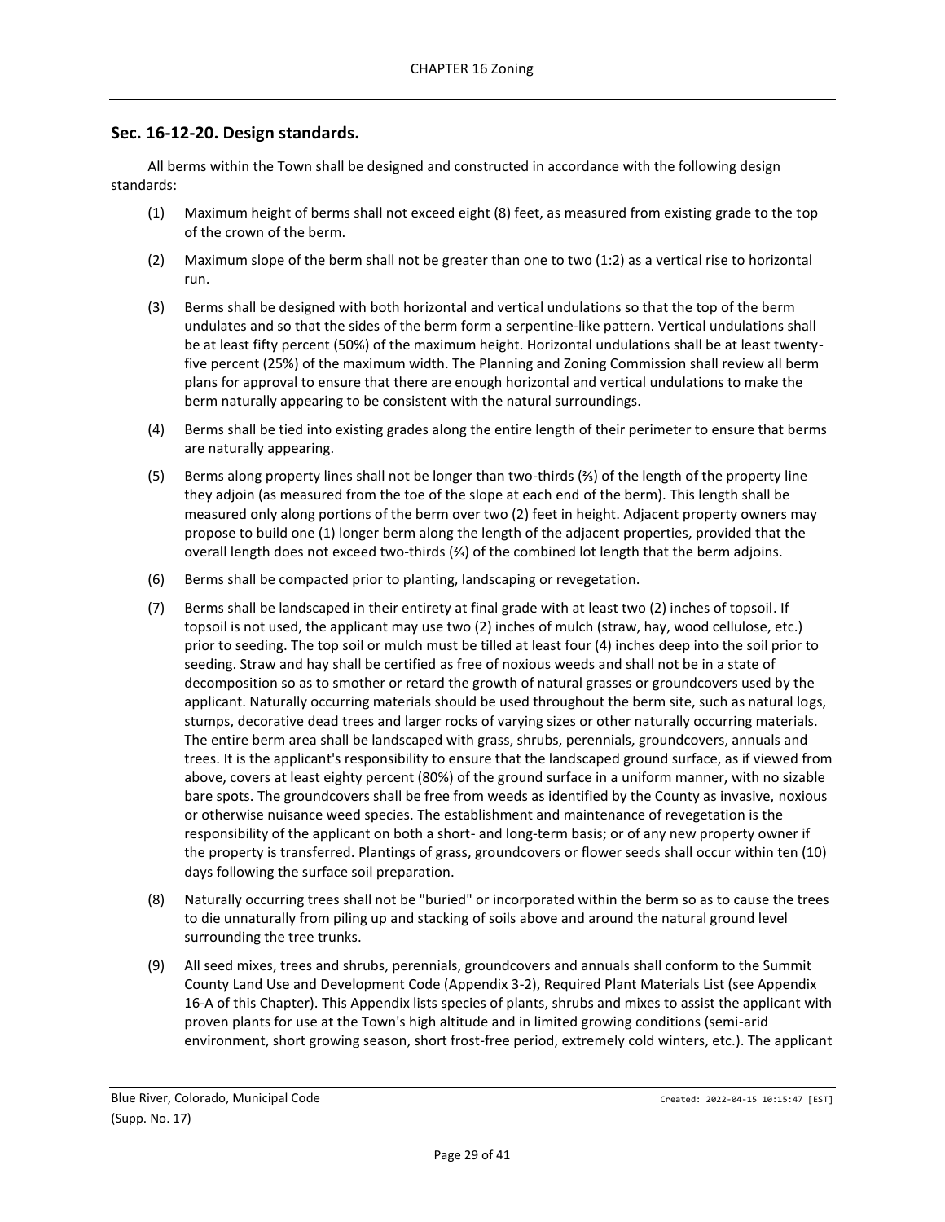## Sec. 16-12-20. Design standards.

All berms within the Town shall be designed and constructed in accordance with the following design standards:

(1) Maximum height of berms shall not exceed eight (8) feet, as measured from existing grade to the top of the crown of the berm.

(2) Maximum slope of the berm shall not be greater than one to two (1:2) as a vertical rise to horizontal run.

(3) Berms shall be designed with both horizontal and vertical undulations so that the top of the berm undulates and so that the sides of the berm form a serpentine-like pattern. Vertical undulations shall be at least fifty percent (50%) of the maximum height. Horizontal undulations shall be at least twenty-five percent (25%) of the maximum width. The Planning and Zoning Commission shall review all berm plans for approval to ensure that there are enough horizontal and vertical undulations to make the berm naturally appearing to be consistent with the natural surroundings.

(4) Berms shall be tied into existing grades along the entire length of their perimeter to ensure that berms are naturally appearing.

(5) Berms along property lines shall not be longer than two-thirds (⅔) of the length of the property line they adjoin (as measured from the toe of the slope at each end of the berm). This length shall be measured only along portions of the berm over two (2) feet in height. Adjacent property owners may propose to build one (1) longer berm along the length of the adjacent properties, provided that the overall length does not exceed two-thirds (⅔) of the combined lot length that the berm adjoins.

(6) Berms shall be compacted prior to planting, landscaping or revegetation.

(7) Berms shall be landscaped in their entirety at final grade with at least two (2) inches of topsoil. If topsoil is not used, the applicant may use two (2) inches of mulch (straw, hay, wood cellulose, etc.) prior to seeding. The top soil or mulch must be tilled at least four (4) inches deep into the soil prior to seeding. Straw and hay shall be certified as free of noxious weeds and shall not be in a state of decomposition so as to smother or retard the growth of natural grasses or groundcovers used by the applicant. Naturally occurring materials should be used throughout the berm site, such as natural logs, stumps, decorative dead trees and larger rocks of varying sizes or other naturally occurring materials. The entire berm area shall be landscaped with grass, shrubs, perennials, groundcovers, annuals and trees. It is the applicant's responsibility to ensure that the landscaped ground surface, as if viewed from above, covers at least eighty percent (80%) of the ground surface in a uniform manner, with no sizable bare spots. The groundcovers shall be free from weeds as identified by the County as invasive, noxious or otherwise nuisance weed species. The establishment and maintenance of revegetation is the responsibility of the applicant on both a short- and long-term basis; or of any new property owner if the property is transferred. Plantings of grass, groundcovers or flower seeds shall occur within ten (10) days following the surface soil preparation.

(8) Naturally occurring trees shall not be "buried" or incorporated within the berm so as to cause the trees to die unnaturally from piling up and stacking of soils above and around the natural ground level surrounding the tree trunks.

(9) All seed mixes, trees and shrubs, perennials, groundcovers and annuals shall conform to the Summit County Land Use and Development Code (Appendix 3-2), Required Plant Materials List (see Appendix 16-A of this Chapter). This Appendix lists species of plants, shrubs and mixes to assist the applicant with proven plants for use at the Town's high altitude and in limited growing conditions (semi-arid environment, short growing season, short frost-free period, extremely cold winters, etc.). The applicant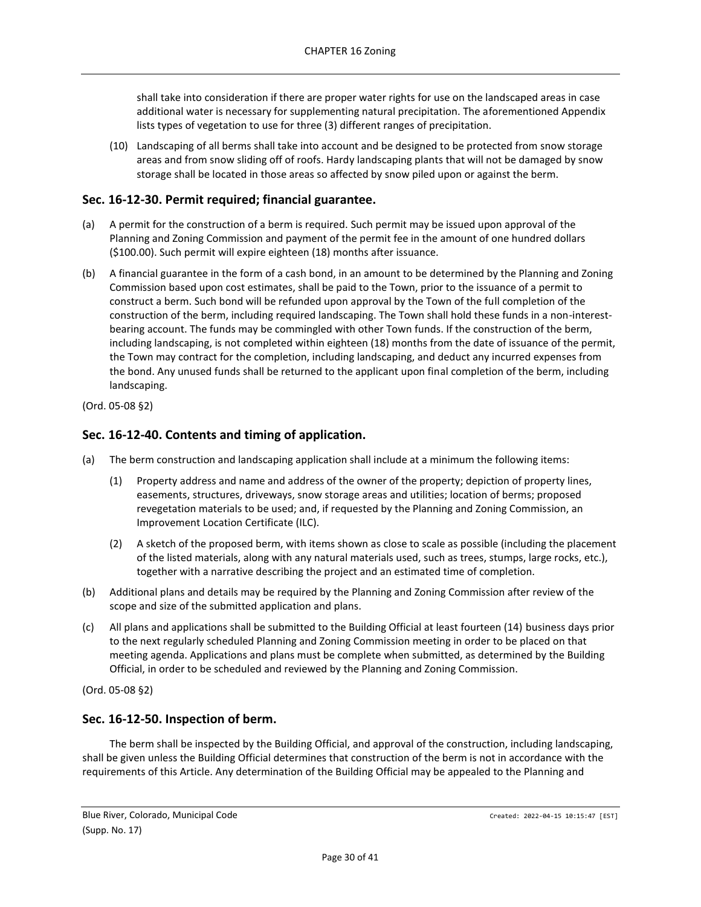shall take into consideration if there are proper water rights for use on the landscaped areas in case additional water is necessary for supplementing natural precipitation. The aforementioned Appendix lists types of vegetation to use for three (3) different ranges of precipitation.

(10) Landscaping of all berms shall take into account and be designed to be protected from snow storage areas and from snow sliding off of roofs. Hardy landscaping plants that will not be damaged by snow storage shall be located in those areas so affected by snow piled upon or against the berm.

## Sec. 16-12-30. Permit required; financial guarantee.

(a) A permit for the construction of a berm is required. Such permit may be issued upon approval of the Planning and Zoning Commission and payment of the permit fee in the amount of one hundred dollars ($100.00). Such permit will expire eighteen (18) months after issuance.

(b) A financial guarantee in the form of a cash bond, in an amount to be determined by the Planning and Zoning Commission based upon cost estimates, shall be paid to the Town, prior to the issuance of a permit to construct a berm. Such bond will be refunded upon approval by the Town of the full completion of the construction of the berm, including required landscaping. The Town shall hold these funds in a non-interest-bearing account. The funds may be commingled with other Town funds. If the construction of the berm, including landscaping, is not completed within eighteen (18) months from the date of issuance of the permit, the Town may contract for the completion, including landscaping, and deduct any incurred expenses from the bond. Any unused funds shall be returned to the applicant upon final completion of the berm, including landscaping.

(Ord. 05-08 §2)

## Sec. 16-12-40. Contents and timing of application.

(a) The berm construction and landscaping application shall include at a minimum the following items:

(1) Property address and name and address of the owner of the property; depiction of property lines, easements, structures, driveways, snow storage areas and utilities; location of berms; proposed revegetation materials to be used; and, if requested by the Planning and Zoning Commission, an Improvement Location Certificate (ILC).

(2) A sketch of the proposed berm, with items shown as close to scale as possible (including the placement of the listed materials, along with any natural materials used, such as trees, stumps, large rocks, etc.), together with a narrative describing the project and an estimated time of completion.

(b) Additional plans and details may be required by the Planning and Zoning Commission after review of the scope and size of the submitted application and plans.

(c) All plans and applications shall be submitted to the Building Official at least fourteen (14) business days prior to the next regularly scheduled Planning and Zoning Commission meeting in order to be placed on that meeting agenda. Applications and plans must be complete when submitted, as determined by the Building Official, in order to be scheduled and reviewed by the Planning and Zoning Commission.

(Ord. 05-08 §2)

## Sec. 16-12-50. Inspection of berm.

The berm shall be inspected by the Building Official, and approval of the construction, including landscaping, shall be given unless the Building Official determines that construction of the berm is not in accordance with the requirements of this Article. Any determination of the Building Official may be appealed to the Planning and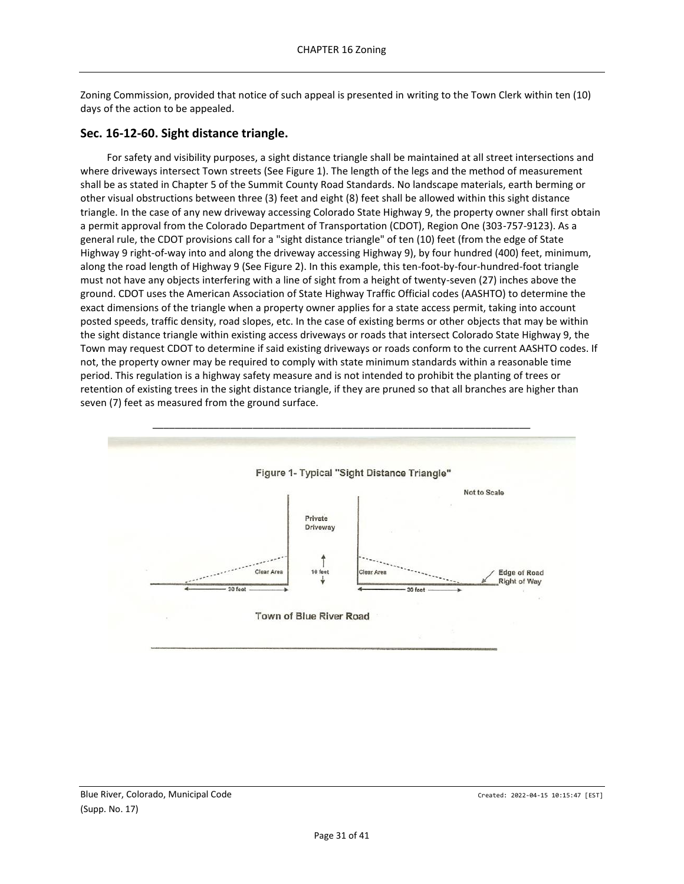Zoning Commission, provided that notice of such appeal is presented in writing to the Town Clerk within ten (10) days of the action to be appealed.

## Sec. 16-12-60. Sight distance triangle.

For safety and visibility purposes, a sight distance triangle shall be maintained at all street intersections and where driveways intersect Town streets (See Figure 1). The length of the legs and the method of measurement shall be as stated in Chapter 5 of the Summit County Road Standards. No landscape materials, earth berming or other visual obstructions between three (3) feet and eight (8) feet shall be allowed within this sight distance triangle. In the case of any new driveway accessing Colorado State Highway 9, the property owner shall first obtain a permit approval from the Colorado Department of Transportation (CDOT), Region One (303-757-9123). As a general rule, the CDOT provisions call for a "sight distance triangle" of ten (10) feet (from the edge of State Highway 9 right-of-way into and along the driveway accessing Highway 9), by four hundred (400) feet, minimum, along the road length of Highway 9 (See Figure 2). In this example, this ten-foot-by-four-hundred-foot triangle must not have any objects interfering with a line of sight from a height of twenty-seven (27) inches above the ground. CDOT uses the American Association of State Highway Traffic Official codes (AASHTO) to determine the exact dimensions of the triangle when a property owner applies for a state access permit, taking into account posted speeds, traffic density, road slopes, etc. In the case of existing berms or other objects that may be within the sight distance triangle within existing access driveways or roads that intersect Colorado State Highway 9, the Town may request CDOT to determine if said existing driveways or roads conform to the current AASHTO codes. If not, the property owner may be required to comply with state minimum standards within a reasonable time period. This regulation is a highway safety measure and is not intended to prohibit the planting of trees or retention of existing trees in the sight distance triangle, if they are pruned so that all branches are higher than seven (7) feet as measured from the ground surface.

---

Figure 1- Typical "Sight Distance Triangle"

Not to Scale

Private Driveway

Clear Area — 10 feet — Clear Area

30 feet — 30 feet

Edge of Road Right of Way

Town of Blue River Road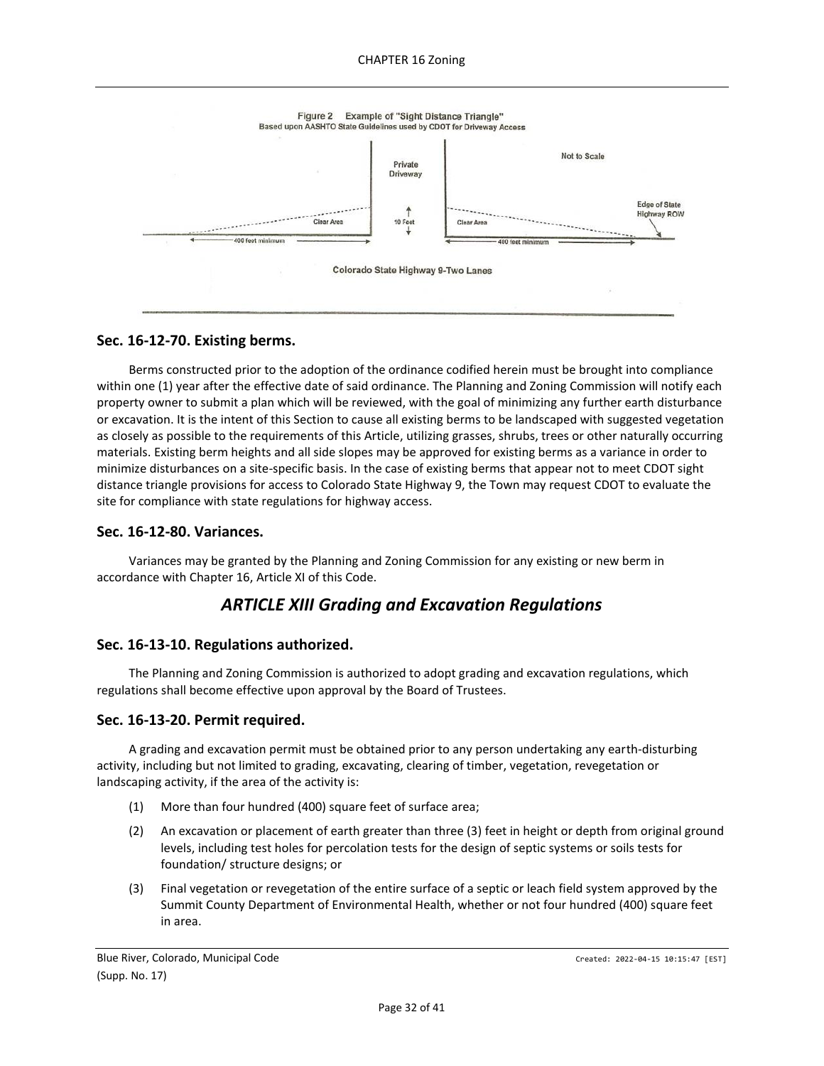Figure 2 Example of "Sight Distance Triangle"
Based upon AASHTO State Guidelines used by CDOT for Driveway Access

## Sec. 16-12-70. Existing berms.

Berms constructed prior to the adoption of the ordinance codified herein must be brought into compliance within one (1) year after the effective date of said ordinance. The Planning and Zoning Commission will notify each property owner to submit a plan which will be reviewed, with the goal of minimizing any further earth disturbance or excavation. It is the intent of this Section to cause all existing berms to be landscaped with suggested vegetation as closely as possible to the requirements of this Article, utilizing grasses, shrubs, trees or other naturally occurring materials. Existing berm heights and all side slopes may be approved for existing berms as a variance in order to minimize disturbances on a site-specific basis. In the case of existing berms that appear not to meet CDOT sight distance triangle provisions for access to Colorado State Highway 9, the Town may request CDOT to evaluate the site for compliance with state regulations for highway access.

## Sec. 16-12-80. Variances.

Variances may be granted by the Planning and Zoning Commission for any existing or new berm in accordance with Chapter 16, Article XI of this Code.

# *ARTICLE XIII Grading and Excavation Regulations*

## Sec. 16-13-10. Regulations authorized.

The Planning and Zoning Commission is authorized to adopt grading and excavation regulations, which regulations shall become effective upon approval by the Board of Trustees.

## Sec. 16-13-20. Permit required.

A grading and excavation permit must be obtained prior to any person undertaking any earth-disturbing activity, including but not limited to grading, excavating, clearing of timber, vegetation, revegetation or landscaping activity, if the area of the activity is:

(1) More than four hundred (400) square feet of surface area;

(2) An excavation or placement of earth greater than three (3) feet in height or depth from original ground levels, including test holes for percolation tests for the design of septic systems or soils tests for foundation/ structure designs; or

(3) Final vegetation or revegetation of the entire surface of a septic or leach field system approved by the Summit County Department of Environmental Health, whether or not four hundred (400) square feet in area.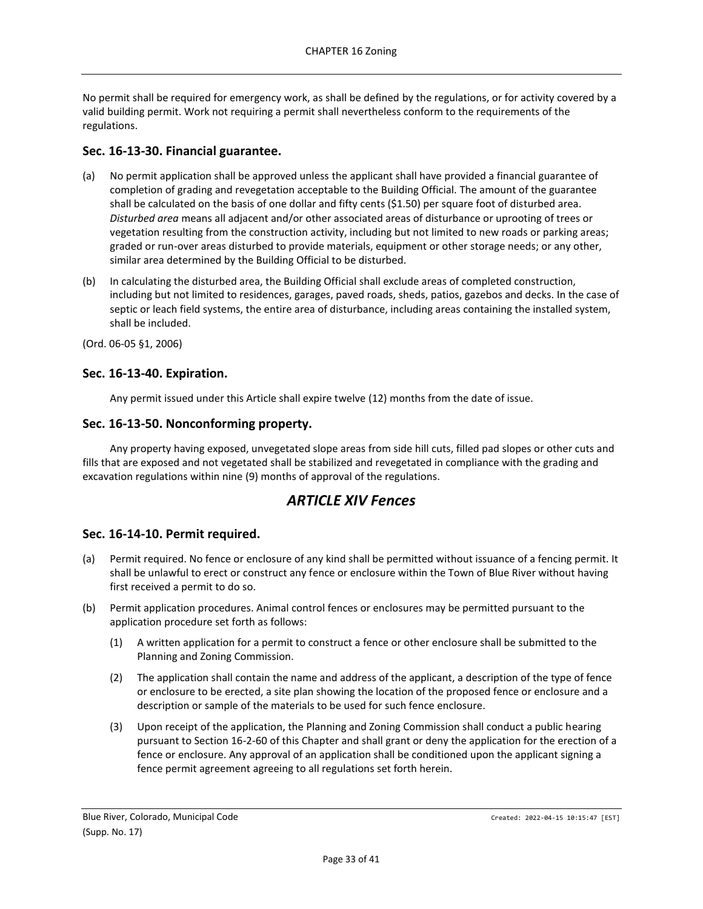No permit shall be required for emergency work, as shall be defined by the regulations, or for activity covered by a valid building permit. Work not requiring a permit shall nevertheless conform to the requirements of the regulations.

### Sec. 16-13-30. Financial guarantee.

(a) No permit application shall be approved unless the applicant shall have provided a financial guarantee of completion of grading and revegetation acceptable to the Building Official. The amount of the guarantee shall be calculated on the basis of one dollar and fifty cents ($1.50) per square foot of disturbed area. *Disturbed area* means all adjacent and/or other associated areas of disturbance or uprooting of trees or vegetation resulting from the construction activity, including but not limited to new roads or parking areas; graded or run-over areas disturbed to provide materials, equipment or other storage needs; or any other, similar area determined by the Building Official to be disturbed.

(b) In calculating the disturbed area, the Building Official shall exclude areas of completed construction, including but not limited to residences, garages, paved roads, sheds, patios, gazebos and decks. In the case of septic or leach field systems, the entire area of disturbance, including areas containing the installed system, shall be included.

(Ord. 06-05 §1, 2006)

### Sec. 16-13-40. Expiration.

Any permit issued under this Article shall expire twelve (12) months from the date of issue.

### Sec. 16-13-50. Nonconforming property.

Any property having exposed, unvegetated slope areas from side hill cuts, filled pad slopes or other cuts and fills that are exposed and not vegetated shall be stabilized and revegetated in compliance with the grading and excavation regulations within nine (9) months of approval of the regulations.

## *ARTICLE XIV Fences*

### Sec. 16-14-10. Permit required.

(a) Permit required. No fence or enclosure of any kind shall be permitted without issuance of a fencing permit. It shall be unlawful to erect or construct any fence or enclosure within the Town of Blue River without having first received a permit to do so.

(b) Permit application procedures. Animal control fences or enclosures may be permitted pursuant to the application procedure set forth as follows:

   (1) A written application for a permit to construct a fence or other enclosure shall be submitted to the Planning and Zoning Commission.

   (2) The application shall contain the name and address of the applicant, a description of the type of fence or enclosure to be erected, a site plan showing the location of the proposed fence or enclosure and a description or sample of the materials to be used for such fence enclosure.

   (3) Upon receipt of the application, the Planning and Zoning Commission shall conduct a public hearing pursuant to Section 16-2-60 of this Chapter and shall grant or deny the application for the erection of a fence or enclosure. Any approval of an application shall be conditioned upon the applicant signing a fence permit agreement agreeing to all regulations set forth herein.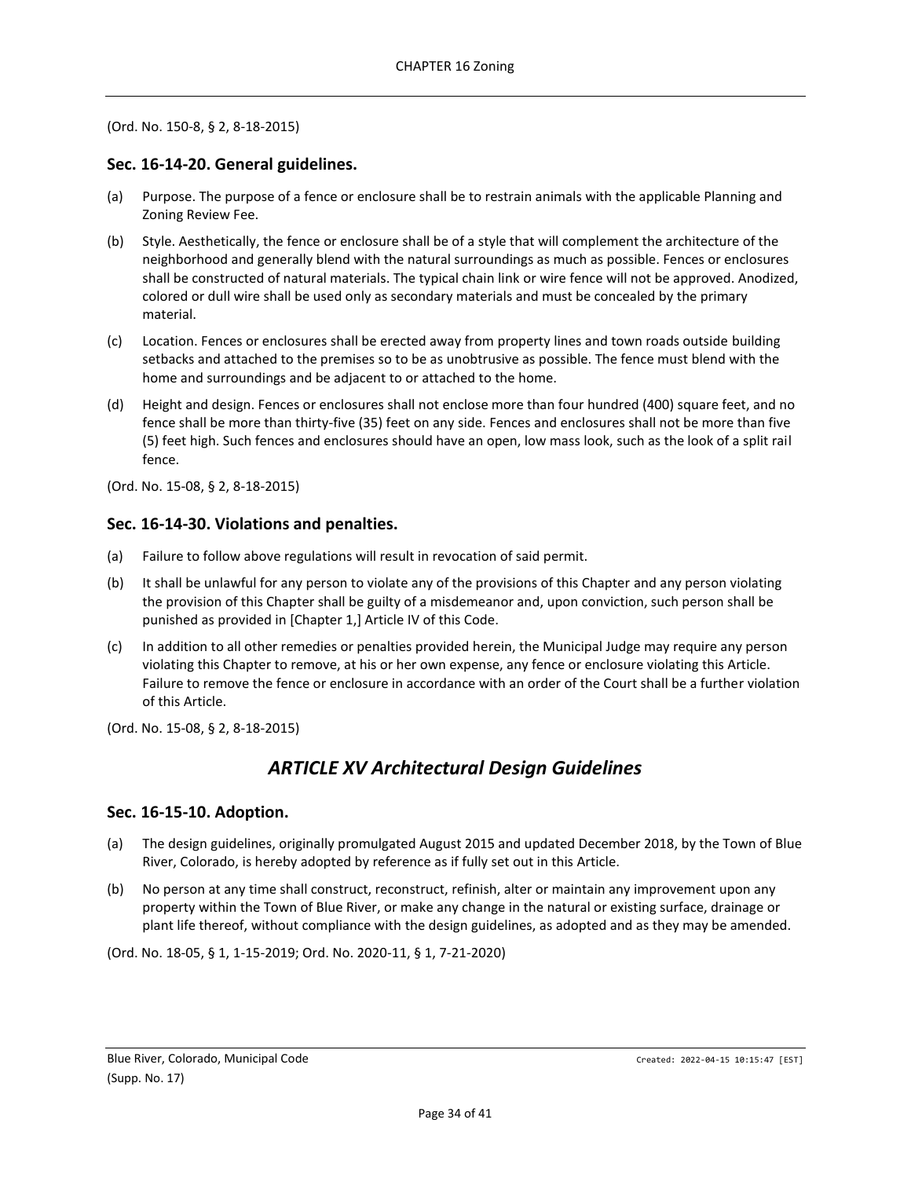(Ord. No. 150-8, § 2, 8-18-2015)

### Sec. 16-14-20. General guidelines.

(a) Purpose. The purpose of a fence or enclosure shall be to restrain animals with the applicable Planning and Zoning Review Fee.

(b) Style. Aesthetically, the fence or enclosure shall be of a style that will complement the architecture of the neighborhood and generally blend with the natural surroundings as much as possible. Fences or enclosures shall be constructed of natural materials. The typical chain link or wire fence will not be approved. Anodized, colored or dull wire shall be used only as secondary materials and must be concealed by the primary material.

(c) Location. Fences or enclosures shall be erected away from property lines and town roads outside building setbacks and attached to the premises so to be as unobtrusive as possible. The fence must blend with the home and surroundings and be adjacent to or attached to the home.

(d) Height and design. Fences or enclosures shall not enclose more than four hundred (400) square feet, and no fence shall be more than thirty-five (35) feet on any side. Fences and enclosures shall not be more than five (5) feet high. Such fences and enclosures should have an open, low mass look, such as the look of a split rail fence.

(Ord. No. 15-08, § 2, 8-18-2015)

### Sec. 16-14-30. Violations and penalties.

(a) Failure to follow above regulations will result in revocation of said permit.

(b) It shall be unlawful for any person to violate any of the provisions of this Chapter and any person violating the provision of this Chapter shall be guilty of a misdemeanor and, upon conviction, such person shall be punished as provided in [Chapter 1,] Article IV of this Code.

(c) In addition to all other remedies or penalties provided herein, the Municipal Judge may require any person violating this Chapter to remove, at his or her own expense, any fence or enclosure violating this Article. Failure to remove the fence or enclosure in accordance with an order of the Court shall be a further violation of this Article.

(Ord. No. 15-08, § 2, 8-18-2015)

## *ARTICLE XV Architectural Design Guidelines*

### Sec. 16-15-10. Adoption.

(a) The design guidelines, originally promulgated August 2015 and updated December 2018, by the Town of Blue River, Colorado, is hereby adopted by reference as if fully set out in this Article.

(b) No person at any time shall construct, reconstruct, refinish, alter or maintain any improvement upon any property within the Town of Blue River, or make any change in the natural or existing surface, drainage or plant life thereof, without compliance with the design guidelines, as adopted and as they may be amended.

(Ord. No. 18-05, § 1, 1-15-2019; Ord. No. 2020-11, § 1, 7-21-2020)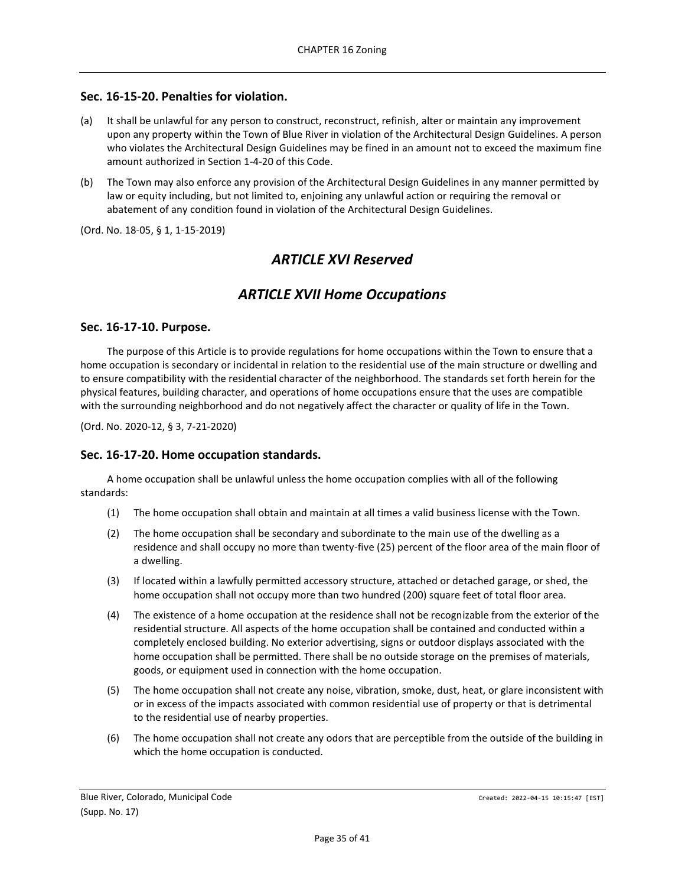### Sec. 16-15-20. Penalties for violation.

(a) It shall be unlawful for any person to construct, reconstruct, refinish, alter or maintain any improvement upon any property within the Town of Blue River in violation of the Architectural Design Guidelines. A person who violates the Architectural Design Guidelines may be fined in an amount not to exceed the maximum fine amount authorized in Section 1-4-20 of this Code.

(b) The Town may also enforce any provision of the Architectural Design Guidelines in any manner permitted by law or equity including, but not limited to, enjoining any unlawful action or requiring the removal or abatement of any condition found in violation of the Architectural Design Guidelines.

(Ord. No. 18-05, § 1, 1-15-2019)

## *ARTICLE XVI Reserved*

## *ARTICLE XVII Home Occupations*

### Sec. 16-17-10. Purpose.

The purpose of this Article is to provide regulations for home occupations within the Town to ensure that a home occupation is secondary or incidental in relation to the residential use of the main structure or dwelling and to ensure compatibility with the residential character of the neighborhood. The standards set forth herein for the physical features, building character, and operations of home occupations ensure that the uses are compatible with the surrounding neighborhood and do not negatively affect the character or quality of life in the Town.

(Ord. No. 2020-12, § 3, 7-21-2020)

### Sec. 16-17-20. Home occupation standards.

A home occupation shall be unlawful unless the home occupation complies with all of the following standards:

(1) The home occupation shall obtain and maintain at all times a valid business license with the Town.

(2) The home occupation shall be secondary and subordinate to the main use of the dwelling as a residence and shall occupy no more than twenty-five (25) percent of the floor area of the main floor of a dwelling.

(3) If located within a lawfully permitted accessory structure, attached or detached garage, or shed, the home occupation shall not occupy more than two hundred (200) square feet of total floor area.

(4) The existence of a home occupation at the residence shall not be recognizable from the exterior of the residential structure. All aspects of the home occupation shall be contained and conducted within a completely enclosed building. No exterior advertising, signs or outdoor displays associated with the home occupation shall be permitted. There shall be no outside storage on the premises of materials, goods, or equipment used in connection with the home occupation.

(5) The home occupation shall not create any noise, vibration, smoke, dust, heat, or glare inconsistent with or in excess of the impacts associated with common residential use of property or that is detrimental to the residential use of nearby properties.

(6) The home occupation shall not create any odors that are perceptible from the outside of the building in which the home occupation is conducted.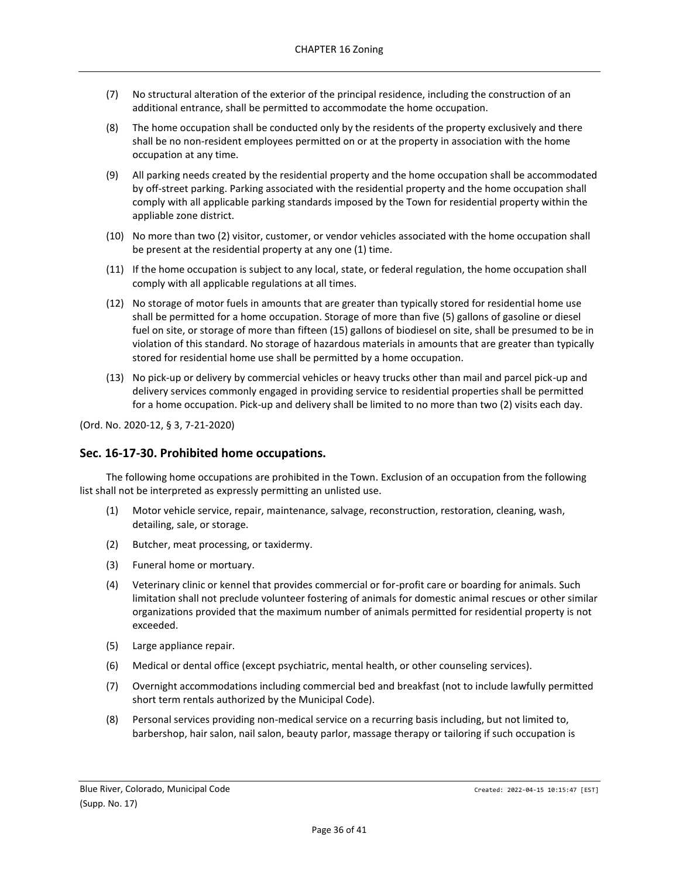(7) No structural alteration of the exterior of the principal residence, including the construction of an additional entrance, shall be permitted to accommodate the home occupation.

(8) The home occupation shall be conducted only by the residents of the property exclusively and there shall be no non-resident employees permitted on or at the property in association with the home occupation at any time.

(9) All parking needs created by the residential property and the home occupation shall be accommodated by off-street parking. Parking associated with the residential property and the home occupation shall comply with all applicable parking standards imposed by the Town for residential property within the appliable zone district.

(10) No more than two (2) visitor, customer, or vendor vehicles associated with the home occupation shall be present at the residential property at any one (1) time.

(11) If the home occupation is subject to any local, state, or federal regulation, the home occupation shall comply with all applicable regulations at all times.

(12) No storage of motor fuels in amounts that are greater than typically stored for residential home use shall be permitted for a home occupation. Storage of more than five (5) gallons of gasoline or diesel fuel on site, or storage of more than fifteen (15) gallons of biodiesel on site, shall be presumed to be in violation of this standard. No storage of hazardous materials in amounts that are greater than typically stored for residential home use shall be permitted by a home occupation.

(13) No pick-up or delivery by commercial vehicles or heavy trucks other than mail and parcel pick-up and delivery services commonly engaged in providing service to residential properties shall be permitted for a home occupation. Pick-up and delivery shall be limited to no more than two (2) visits each day.

(Ord. No. 2020-12, § 3, 7-21-2020)

## Sec. 16-17-30. Prohibited home occupations.

The following home occupations are prohibited in the Town. Exclusion of an occupation from the following list shall not be interpreted as expressly permitting an unlisted use.

(1) Motor vehicle service, repair, maintenance, salvage, reconstruction, restoration, cleaning, wash, detailing, sale, or storage.

(2) Butcher, meat processing, or taxidermy.

(3) Funeral home or mortuary.

(4) Veterinary clinic or kennel that provides commercial or for-profit care or boarding for animals. Such limitation shall not preclude volunteer fostering of animals for domestic animal rescues or other similar organizations provided that the maximum number of animals permitted for residential property is not exceeded.

(5) Large appliance repair.

(6) Medical or dental office (except psychiatric, mental health, or other counseling services).

(7) Overnight accommodations including commercial bed and breakfast (not to include lawfully permitted short term rentals authorized by the Municipal Code).

(8) Personal services providing non-medical service on a recurring basis including, but not limited to, barbershop, hair salon, nail salon, beauty parlor, massage therapy or tailoring if such occupation is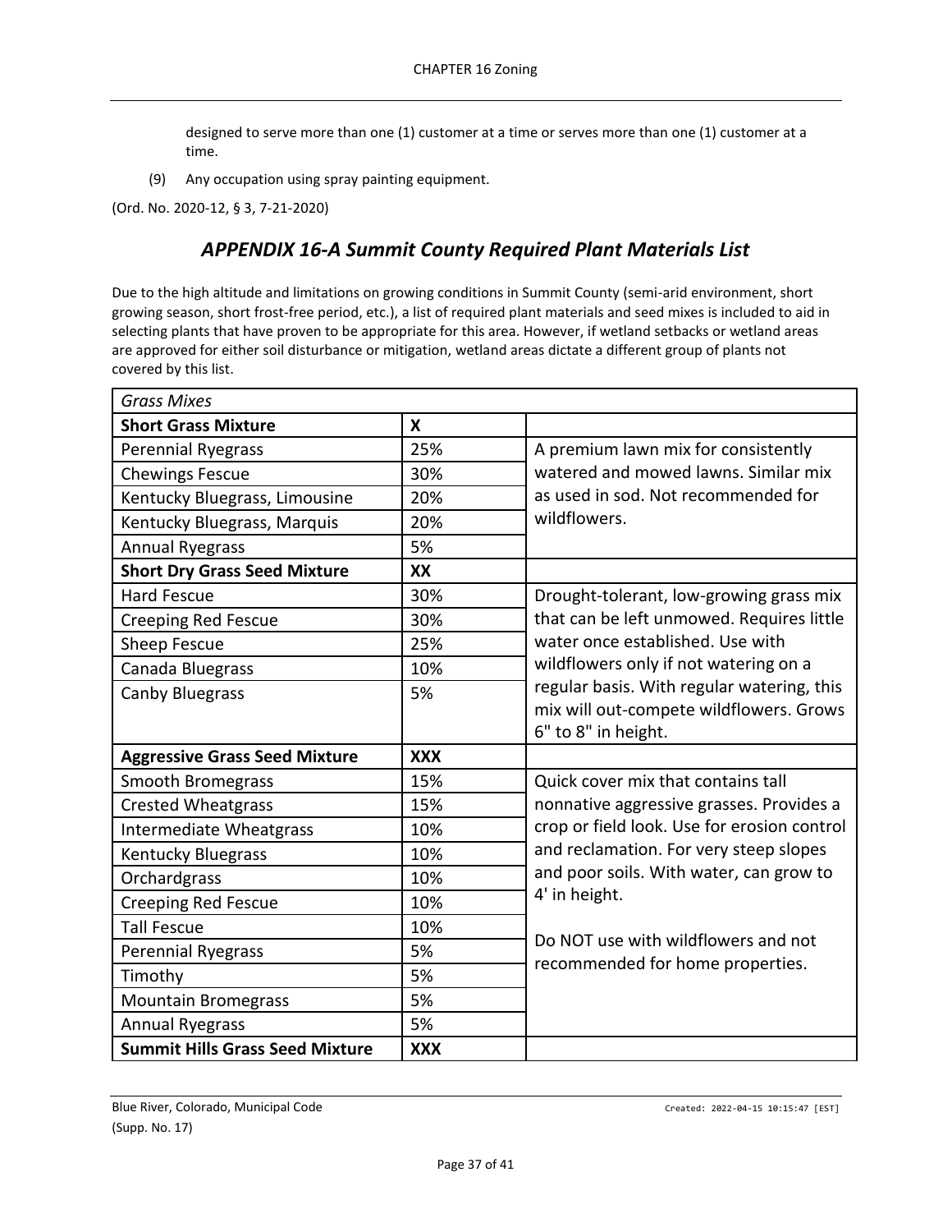designed to serve more than one (1) customer at a time or serves more than one (1) customer at a time.

(9) Any occupation using spray painting equipment.

(Ord. No. 2020-12, § 3, 7-21-2020)

## *APPENDIX 16-A Summit County Required Plant Materials List*

Due to the high altitude and limitations on growing conditions in Summit County (semi-arid environment, short growing season, short frost-free period, etc.), a list of required plant materials and seed mixes is included to aid in selecting plants that have proven to be appropriate for this area. However, if wetland setbacks or wetland areas are approved for either soil disturbance or mitigation, wetland areas dictate a different group of plants not covered by this list.

| *Grass Mixes* | | |
|---|---|---|
| **Short Grass Mixture** | **X** | |
| Perennial Ryegrass | 25% | A premium lawn mix for consistently watered and mowed lawns. Similar mix as used in sod. Not recommended for wildflowers. |
| Chewings Fescue | 30% | |
| Kentucky Bluegrass, Limousine | 20% | |
| Kentucky Bluegrass, Marquis | 20% | |
| Annual Ryegrass | 5% | |
| **Short Dry Grass Seed Mixture** | **XX** | |
| Hard Fescue | 30% | Drought-tolerant, low-growing grass mix that can be left unmowed. Requires little water once established. Use with wildflowers only if not watering on a regular basis. With regular watering, this mix will out-compete wildflowers. Grows 6" to 8" in height. |
| Creeping Red Fescue | 30% | |
| Sheep Fescue | 25% | |
| Canada Bluegrass | 10% | |
| Canby Bluegrass | 5% | |
| **Aggressive Grass Seed Mixture** | **XXX** | |
| Smooth Bromegrass | 15% | Quick cover mix that contains tall nonnative aggressive grasses. Provides a crop or field look. Use for erosion control and reclamation. For very steep slopes and poor soils. With water, can grow to 4' in height.<br><br>Do NOT use with wildflowers and not recommended for home properties. |
| Crested Wheatgrass | 15% | |
| Intermediate Wheatgrass | 10% | |
| Kentucky Bluegrass | 10% | |
| Orchardgrass | 10% | |
| Creeping Red Fescue | 10% | |
| Tall Fescue | 10% | |
| Perennial Ryegrass | 5% | |
| Timothy | 5% | |
| Mountain Bromegrass | 5% | |
| Annual Ryegrass | 5% | |
| **Summit Hills Grass Seed Mixture** | **XXX** | |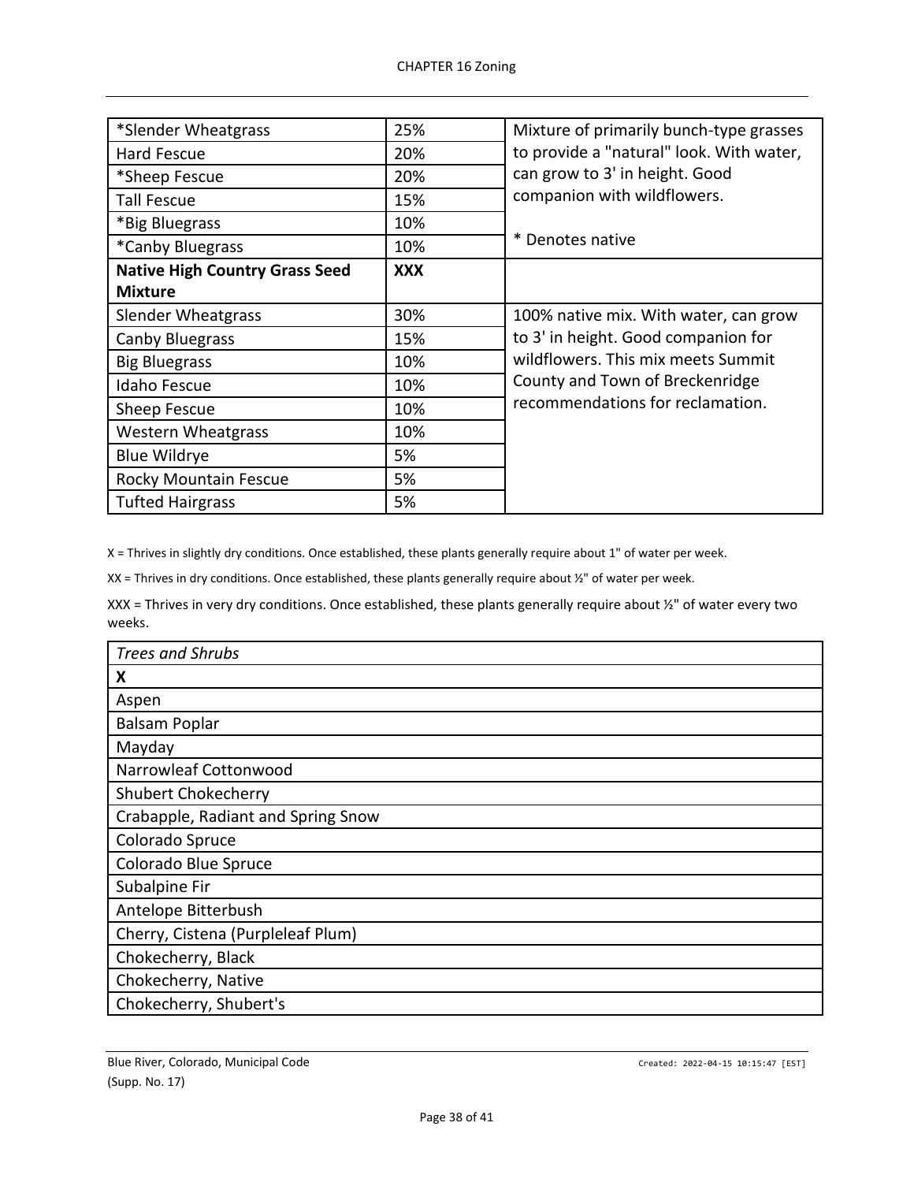| *Slender Wheatgrass | 25% | Mixture of primarily bunch-type grasses to provide a "natural" look. With water, can grow to 3' in height. Good companion with wildflowers.<br><br>* Denotes native |
|---|---|---|
| Hard Fescue | 20% | |
| *Sheep Fescue | 20% | |
| Tall Fescue | 15% | |
| *Big Bluegrass | 10% | |
| *Canby Bluegrass | 10% | |
| **Native High Country Grass Seed Mixture** | **XXX** | |
| Slender Wheatgrass | 30% | 100% native mix. With water, can grow to 3' in height. Good companion for wildflowers. This mix meets Summit County and Town of Breckenridge recommendations for reclamation. |
| Canby Bluegrass | 15% | |
| Big Bluegrass | 10% | |
| Idaho Fescue | 10% | |
| Sheep Fescue | 10% | |
| Western Wheatgrass | 10% | |
| Blue Wildrye | 5% | |
| Rocky Mountain Fescue | 5% | |
| Tufted Hairgrass | 5% | |

X = Thrives in slightly dry conditions. Once established, these plants generally require about 1" of water per week.

XX = Thrives in dry conditions. Once established, these plants generally require about ½" of water per week.

XXX = Thrives in very dry conditions. Once established, these plants generally require about ½" of water every two weeks.

| *Trees and Shrubs* |
|---|
| **X** |
| Aspen |
| Balsam Poplar |
| Mayday |
| Narrowleaf Cottonwood |
| Shubert Chokecherry |
| Crabapple, Radiant and Spring Snow |
| Colorado Spruce |
| Colorado Blue Spruce |
| Subalpine Fir |
| Antelope Bitterbush |
| Cherry, Cistena (Purpleleaf Plum) |
| Chokecherry, Black |
| Chokecherry, Native |
| Chokecherry, Shubert's |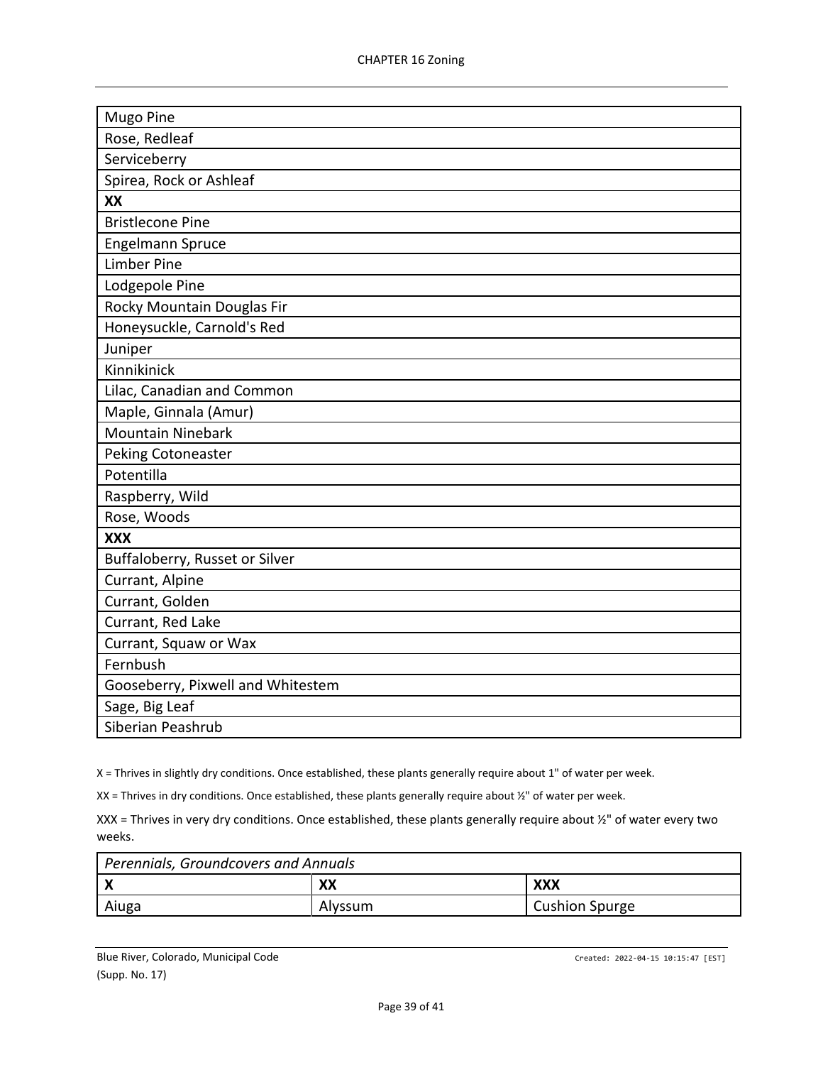| Mugo Pine |
| --- |
| Rose, Redleaf |
| Serviceberry |
| Spirea, Rock or Ashleaf |
| **XX** |
| Bristlecone Pine |
| Engelmann Spruce |
| Limber Pine |
| Lodgepole Pine |
| Rocky Mountain Douglas Fir |
| Honeysuckle, Carnold's Red |
| Juniper |
| Kinnikinick |
| Lilac, Canadian and Common |
| Maple, Ginnala (Amur) |
| Mountain Ninebark |
| Peking Cotoneaster |
| Potentilla |
| Raspberry, Wild |
| Rose, Woods |
| **XXX** |
| Buffaloberry, Russet or Silver |
| Currant, Alpine |
| Currant, Golden |
| Currant, Red Lake |
| Currant, Squaw or Wax |
| Fernbush |
| Gooseberry, Pixwell and Whitestem |
| Sage, Big Leaf |
| Siberian Peashrub |

X = Thrives in slightly dry conditions. Once established, these plants generally require about 1" of water per week.

XX = Thrives in dry conditions. Once established, these plants generally require about ½" of water per week.

XXX = Thrives in very dry conditions. Once established, these plants generally require about ½" of water every two weeks.

| *Perennials, Groundcovers and Annuals* | | |
| --- | --- | --- |
| **X** | **XX** | **XXX** |
| Aiuga | Alyssum | Cushion Spurge |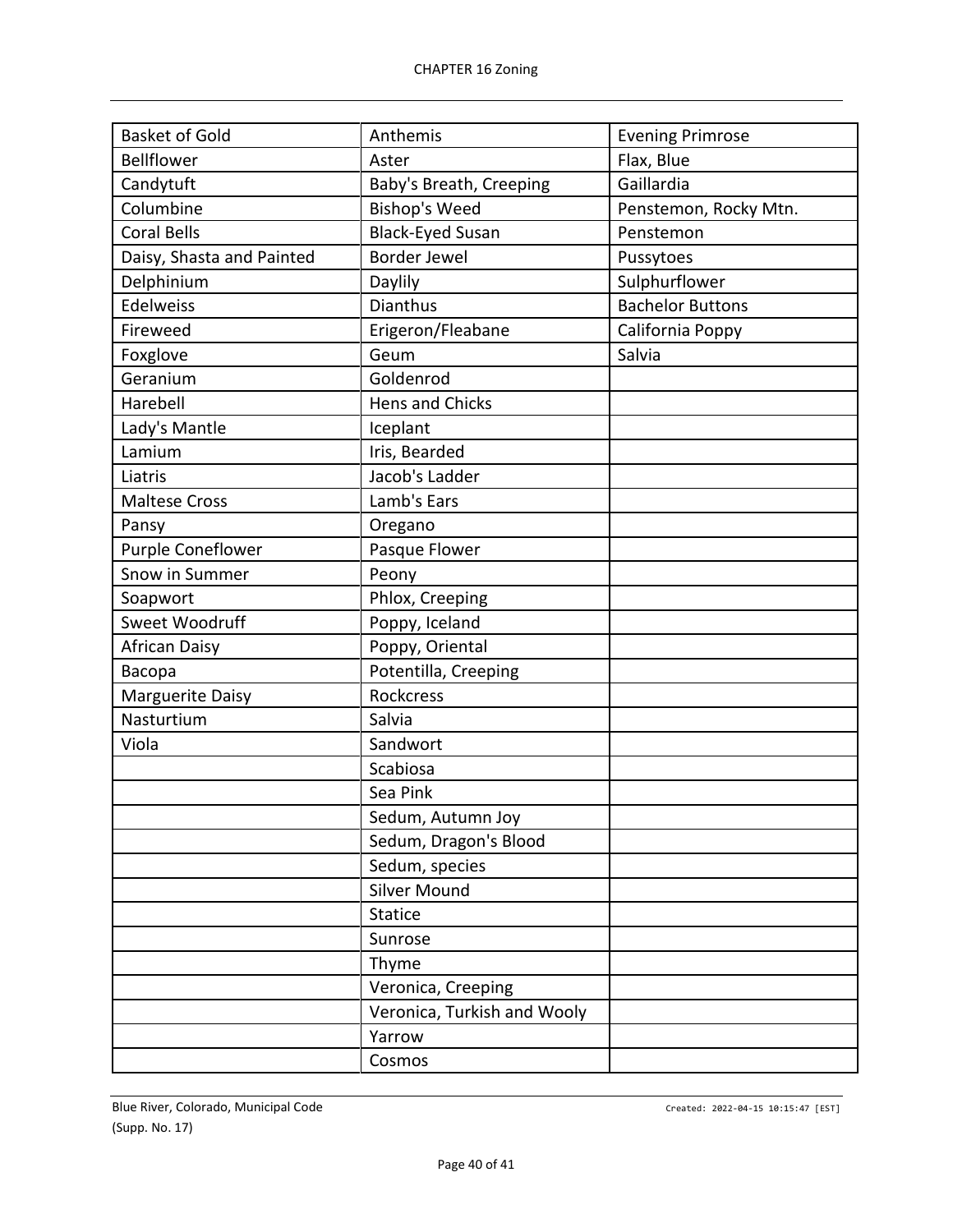| Basket of Gold | Anthemis | Evening Primrose |
|---|---|---|
| Bellflower | Aster | Flax, Blue |
| Candytuft | Baby's Breath, Creeping | Gaillardia |
| Columbine | Bishop's Weed | Penstemon, Rocky Mtn. |
| Coral Bells | Black-Eyed Susan | Penstemon |
| Daisy, Shasta and Painted | Border Jewel | Pussytoes |
| Delphinium | Daylily | Sulphurflower |
| Edelweiss | Dianthus | Bachelor Buttons |
| Fireweed | Erigeron/Fleabane | California Poppy |
| Foxglove | Geum | Salvia |
| Geranium | Goldenrod | |
| Harebell | Hens and Chicks | |
| Lady's Mantle | Iceplant | |
| Lamium | Iris, Bearded | |
| Liatris | Jacob's Ladder | |
| Maltese Cross | Lamb's Ears | |
| Pansy | Oregano | |
| Purple Coneflower | Pasque Flower | |
| Snow in Summer | Peony | |
| Soapwort | Phlox, Creeping | |
| Sweet Woodruff | Poppy, Iceland | |
| African Daisy | Poppy, Oriental | |
| Bacopa | Potentilla, Creeping | |
| Marguerite Daisy | Rockcress | |
| Nasturtium | Salvia | |
| Viola | Sandwort | |
| | Scabiosa | |
| | Sea Pink | |
| | Sedum, Autumn Joy | |
| | Sedum, Dragon's Blood | |
| | Sedum, species | |
| | Silver Mound | |
| | Statice | |
| | Sunrose | |
| | Thyme | |
| | Veronica, Creeping | |
| | Veronica, Turkish and Wooly | |
| | Yarrow | |
| | Cosmos | |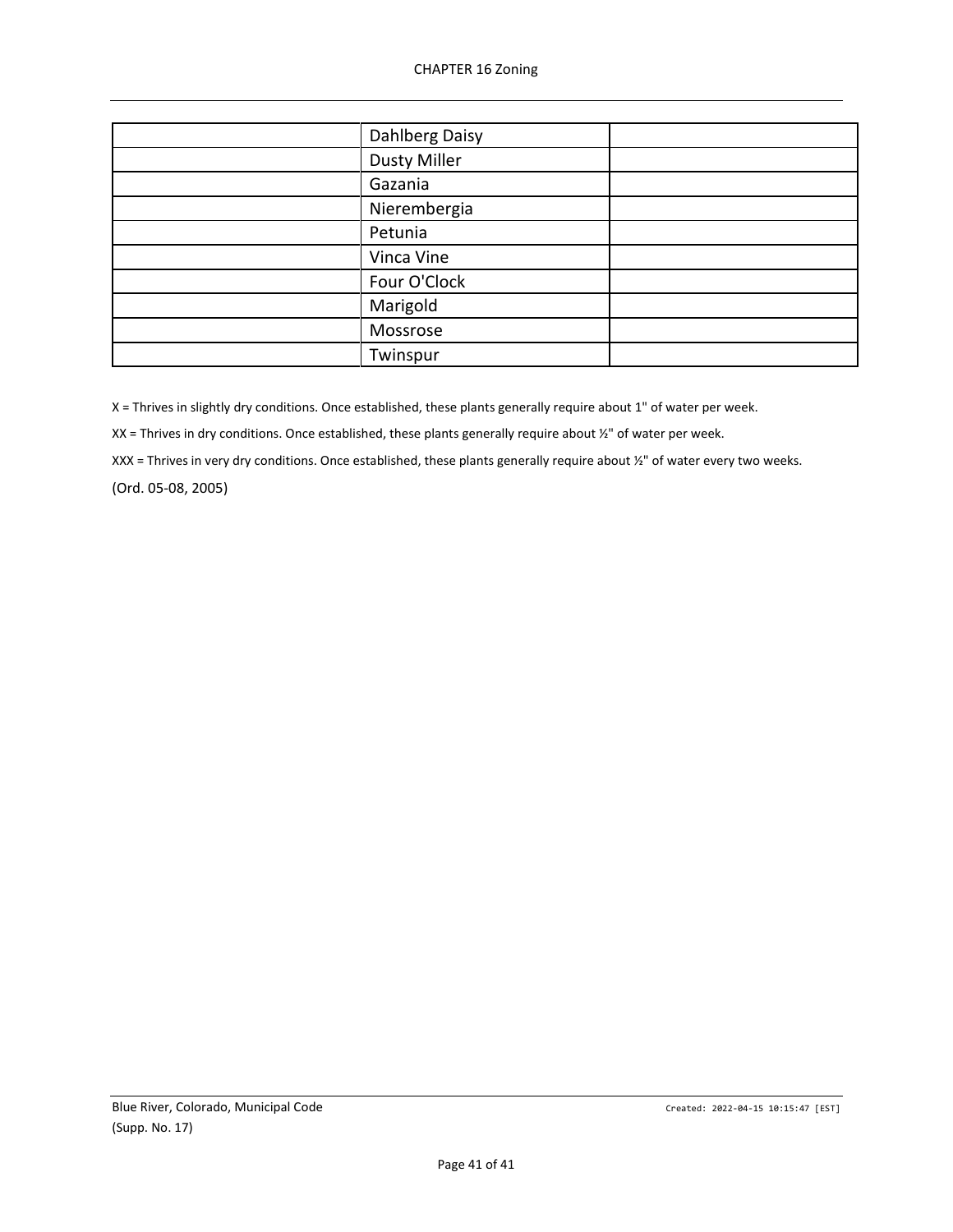| | | |
|---|---|---|
| | Dahlberg Daisy | |
| | Dusty Miller | |
| | Gazania | |
| | Nierembergia | |
| | Petunia | |
| | Vinca Vine | |
| | Four O'Clock | |
| | Marigold | |
| | Mossrose | |
| | Twinspur | |

X = Thrives in slightly dry conditions. Once established, these plants generally require about 1" of water per week.

XX = Thrives in dry conditions. Once established, these plants generally require about ½" of water per week.

XXX = Thrives in very dry conditions. Once established, these plants generally require about ½" of water every two weeks.

(Ord. 05-08, 2005)